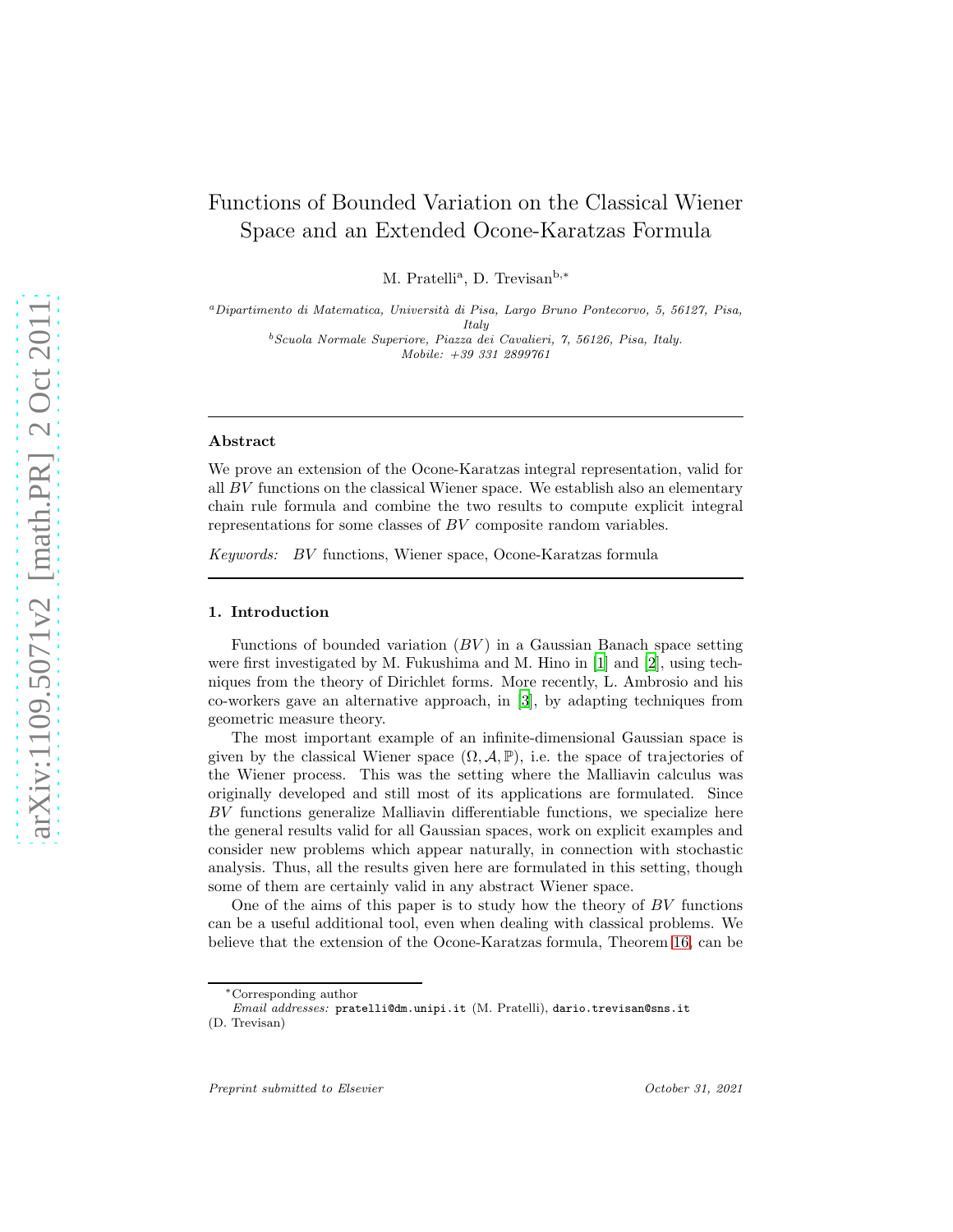# Functions of Bounded Variation on the Classical Wiener Space and an Extended Ocone-Karatzas Formula

M. Pratelli[a], D. Trevisan[b,*]

[a] *Dipartimento di Matematica, Università di Pisa, Largo Bruno Pontecorvo, 5, 56127, Pisa, Italy*

[b] *Scuola Normale Superiore, Piazza dei Cavalieri, 7, 56126, Pisa, Italy. Mobile: +39 331 2899761*

---

**Abstract**

We prove an extension of the Ocone-Karatzas integral representation, valid for all $BV$ functions on the classical Wiener space. We establish also an elementary chain rule formula and combine the two results to compute explicit integral representations for some classes of $BV$ composite random variables.

*Keywords:* $BV$ functions, Wiener space, Ocone-Karatzas formula

---

## 1. Introduction

Functions of bounded variation ($BV$) in a Gaussian Banach space setting were first investigated by M. Fukushima and M. Hino in [1] and [2], using techniques from the theory of Dirichlet forms. More recently, L. Ambrosio and his co-workers gave an alternative approach, in [3], by adapting techniques from geometric measure theory.

The most important example of an infinite-dimensional Gaussian space is given by the classical Wiener space $(\Omega, \mathcal{A}, \mathbb{P})$, i.e. the space of trajectories of the Wiener process. This was the setting where the Malliavin calculus was originally developed and still most of its applications are formulated. Since $BV$ functions generalize Malliavin differentiable functions, we specialize here the general results valid for all Gaussian spaces, work on explicit examples and consider new problems which appear naturally, in connection with stochastic analysis. Thus, all the results given here are formulated in this setting, though some of them are certainly valid in any abstract Wiener space.

One of the aims of this paper is to study how the theory of $BV$ functions can be a useful additional tool, even when dealing with classical problems. We believe that the extension of the Ocone-Karatzas formula, Theorem 16, can be

*Corresponding author

*Email addresses:* pratelli@dm.unipi.it (M. Pratelli), dario.trevisan@sns.it (D. Trevisan)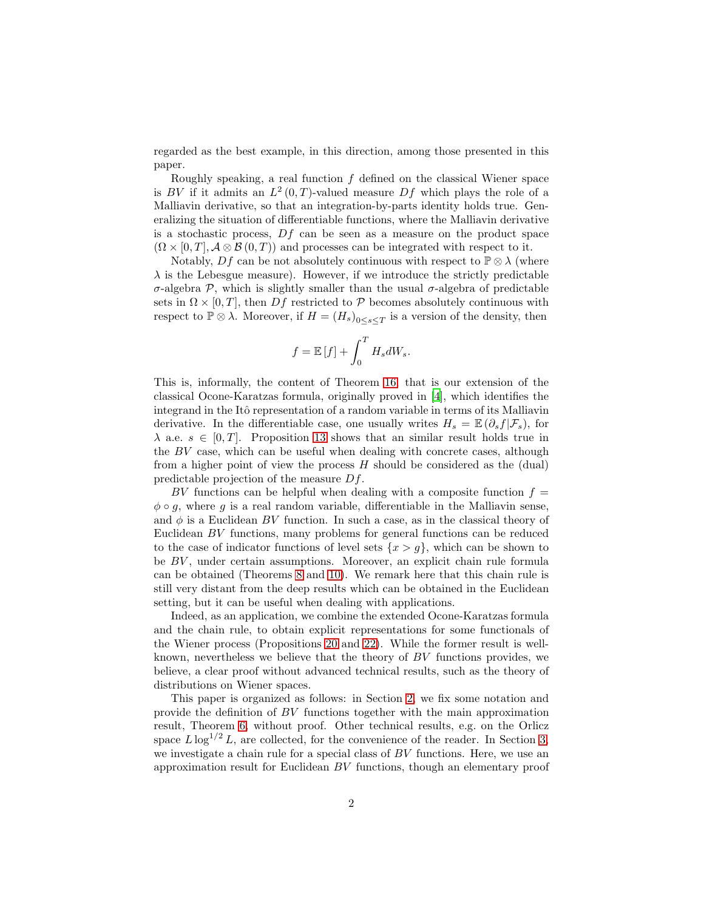regarded as the best example, in this direction, among those presented in this paper.

Roughly speaking, a real function $f$ defined on the classical Wiener space is $BV$ if it admits an $L^2(0,T)$-valued measure $Df$ which plays the role of a Malliavin derivative, so that an integration-by-parts identity holds true. Generalizing the situation of differentiable functions, where the Malliavin derivative is a stochastic process, $Df$ can be seen as a measure on the product space $(\Omega \times [0,T], \mathcal{A} \otimes \mathcal{B}(0,T))$ and processes can be integrated with respect to it.

Notably, $Df$ can be not absolutely continuous with respect to $\mathbb{P} \otimes \lambda$ (where $\lambda$ is the Lebesgue measure). However, if we introduce the strictly predictable $\sigma$-algebra $\mathcal{P}$, which is slightly smaller than the usual $\sigma$-algebra of predictable sets in $\Omega \times [0,T]$, then $Df$ restricted to $\mathcal{P}$ becomes absolutely continuous with respect to $\mathbb{P} \otimes \lambda$. Moreover, if $H = (H_s)_{0 \le s \le T}$ is a version of the density, then

$$f = \mathbb{E}[f] + \int_0^T H_s dW_s.$$

This is, informally, the content of Theorem 16, that is our extension of the classical Ocone-Karatzas formula, originally proved in [4], which identifies the integrand in the Itô representation of a random variable in terms of its Malliavin derivative. In the differentiable case, one usually writes $H_s = \mathbb{E}(\partial_s f | \mathcal{F}_s)$, for $\lambda$ a.e. $s \in [0,T]$. Proposition 13 shows that an similar result holds true in the $BV$ case, which can be useful when dealing with concrete cases, although from a higher point of view the process $H$ should be considered as the (dual) predictable projection of the measure $Df$.

$BV$ functions can be helpful when dealing with a composite function $f = \phi \circ g$, where $g$ is a real random variable, differentiable in the Malliavin sense, and $\phi$ is a Euclidean $BV$ function. In such a case, as in the classical theory of Euclidean $BV$ functions, many problems for general functions can be reduced to the case of indicator functions of level sets $\{x > g\}$, which can be shown to be $BV$, under certain assumptions. Moreover, an explicit chain rule formula can be obtained (Theorems 8 and 10). We remark here that this chain rule is still very distant from the deep results which can be obtained in the Euclidean setting, but it can be useful when dealing with applications.

Indeed, as an application, we combine the extended Ocone-Karatzas formula and the chain rule, to obtain explicit representations for some functionals of the Wiener process (Propositions 20 and 22). While the former result is well-known, nevertheless we believe that the theory of $BV$ functions provides, we believe, a clear proof without advanced technical results, such as the theory of distributions on Wiener spaces.

This paper is organized as follows: in Section 2, we fix some notation and provide the definition of $BV$ functions together with the main approximation result, Theorem 6, without proof. Other technical results, e.g. on the Orlicz space $L \log^{1/2} L$, are collected, for the convenience of the reader. In Section 3, we investigate a chain rule for a special class of $BV$ functions. Here, we use an approximation result for Euclidean $BV$ functions, though an elementary proof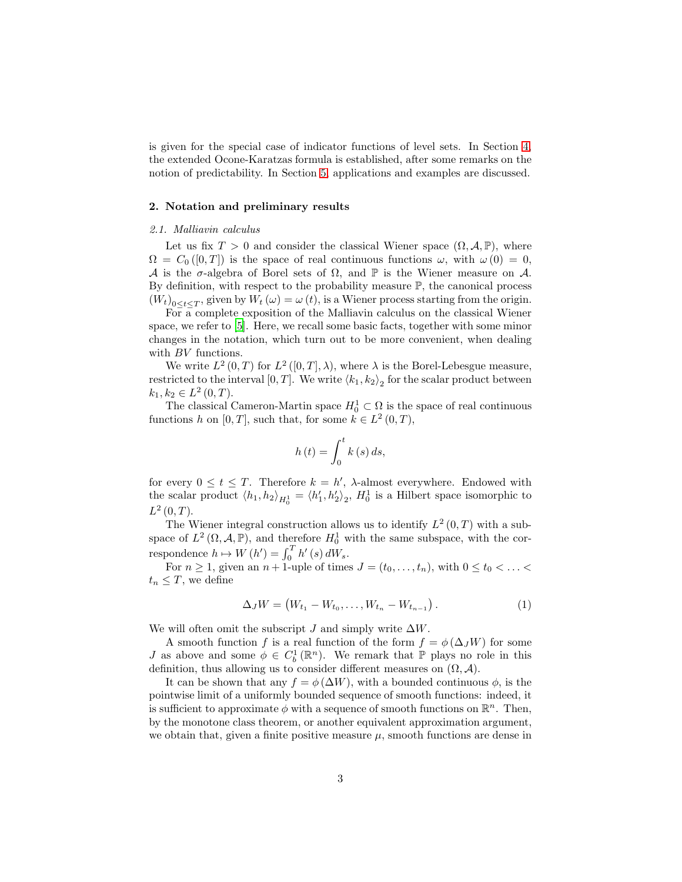is given for the special case of indicator functions of level sets. In Section 4, the extended Ocone-Karatzas formula is established, after some remarks on the notion of predictability. In Section 5, applications and examples are discussed.

## 2. Notation and preliminary results

### *2.1. Malliavin calculus*

Let us fix $T > 0$ and consider the classical Wiener space $(\Omega, \mathcal{A}, \mathbb{P})$, where $\Omega = C_0([0,T])$ is the space of real continuous functions $\omega$, with $\omega(0) = 0$, $\mathcal{A}$ is the $\sigma$-algebra of Borel sets of $\Omega$, and $\mathbb{P}$ is the Wiener measure on $\mathcal{A}$. By definition, with respect to the probability measure $\mathbb{P}$, the canonical process $(W_t)_{0 \le t \le T}$, given by $W_t(\omega) = \omega(t)$, is a Wiener process starting from the origin.

For a complete exposition of the Malliavin calculus on the classical Wiener space, we refer to [5]. Here, we recall some basic facts, together with some minor changes in the notation, which turn out to be more convenient, when dealing with $BV$ functions.

We write $L^2(0,T)$ for $L^2([0,T], \lambda)$, where $\lambda$ is the Borel-Lebesgue measure, restricted to the interval $[0,T]$. We write $\langle k_1, k_2 \rangle_2$ for the scalar product between $k_1, k_2 \in L^2(0,T)$.

The classical Cameron-Martin space $H_0^1 \subset \Omega$ is the space of real continuous functions $h$ on $[0,T]$, such that, for some $k \in L^2(0,T)$,

$$h(t) = \int_0^t k(s)\, ds,$$

for every $0 \le t \le T$. Therefore $k = h'$, $\lambda$-almost everywhere. Endowed with the scalar product $\langle h_1, h_2 \rangle_{H_0^1} = \langle h_1', h_2' \rangle_2$, $H_0^1$ is a Hilbert space isomorphic to $L^2(0,T)$.

The Wiener integral construction allows us to identify $L^2(0,T)$ with a subspace of $L^2(\Omega, \mathcal{A}, \mathbb{P})$, and therefore $H_0^1$ with the same subspace, with the correspondence $h \mapsto W(h') = \int_0^T h'(s)\, dW_s$.

For $n \ge 1$, given an $n+1$-uple of times $J = (t_0, \ldots, t_n)$, with $0 \le t_0 < \ldots < t_n \le T$, we define

$$\Delta_J W = \left( W_{t_1} - W_{t_0}, \ldots, W_{t_n} - W_{t_{n-1}} \right). \tag{1}$$

We will often omit the subscript $J$ and simply write $\Delta W$.

A smooth function $f$ is a real function of the form $f = \phi(\Delta_J W)$ for some $J$ as above and some $\phi \in C_b^1(\mathbb{R}^n)$. We remark that $\mathbb{P}$ plays no role in this definition, thus allowing us to consider different measures on $(\Omega, \mathcal{A})$.

It can be shown that any $f = \phi(\Delta W)$, with a bounded continuous $\phi$, is the pointwise limit of a uniformly bounded sequence of smooth functions: indeed, it is sufficient to approximate $\phi$ with a sequence of smooth functions on $\mathbb{R}^n$. Then, by the monotone class theorem, or another equivalent approximation argument, we obtain that, given a finite positive measure $\mu$, smooth functions are dense in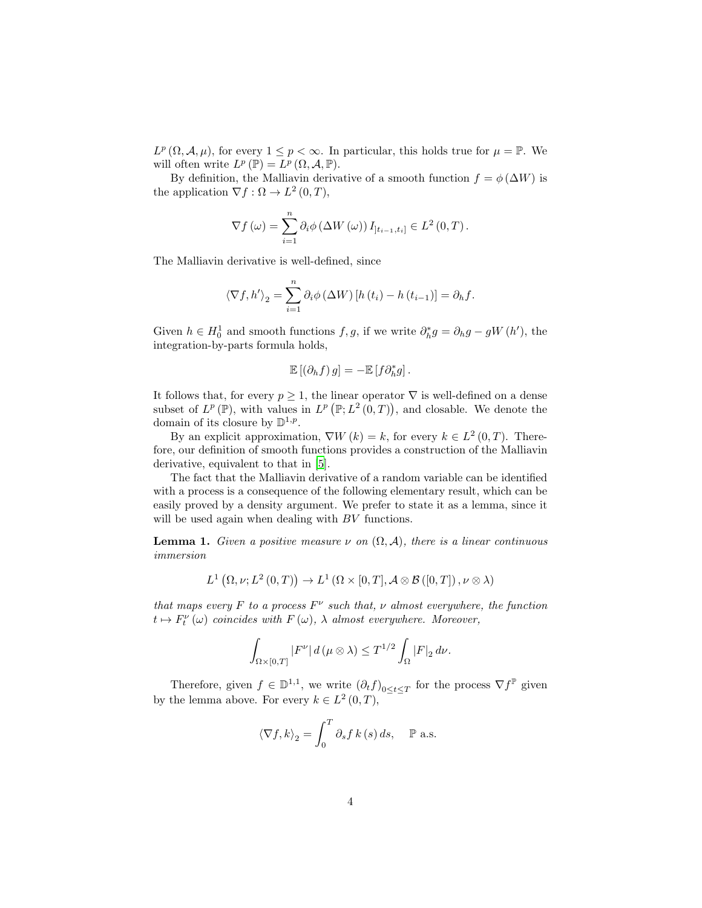$L^p(\Omega, \mathcal{A}, \mu)$, for every $1 \leq p < \infty$. In particular, this holds true for $\mu = \mathbb{P}$. We will often write $L^p(\mathbb{P}) = L^p(\Omega, \mathcal{A}, \mathbb{P})$.

By definition, the Malliavin derivative of a smooth function $f = \phi(\Delta W)$ is the application $\nabla f : \Omega \to L^2(0,T)$,

$$\nabla f(\omega) = \sum_{i=1}^{n} \partial_i \phi(\Delta W(\omega)) I_{]t_{i-1}, t_i]} \in L^2(0,T).$$

The Malliavin derivative is well-defined, since

$$\langle \nabla f, h' \rangle_2 = \sum_{i=1}^{n} \partial_i \phi(\Delta W)[h(t_i) - h(t_{i-1})] = \partial_h f.$$

Given $h \in H_0^1$ and smooth functions $f, g$, if we write $\partial_h^* g = \partial_h g - gW(h')$, the integration-by-parts formula holds,

$$\mathbb{E}[(\partial_h f) g] = -\mathbb{E}[f \partial_h^* g].$$

It follows that, for every $p \geq 1$, the linear operator $\nabla$ is well-defined on a dense subset of $L^p(\mathbb{P})$, with values in $L^p(\mathbb{P}; L^2(0,T))$, and closable. We denote the domain of its closure by $\mathbb{D}^{1,p}$.

By an explicit approximation, $\nabla W(k) = k$, for every $k \in L^2(0,T)$. Therefore, our definition of smooth functions provides a construction of the Malliavin derivative, equivalent to that in [5].

The fact that the Malliavin derivative of a random variable can be identified with a process is a consequence of the following elementary result, which can be easily proved by a density argument. We prefer to state it as a lemma, since it will be used again when dealing with $BV$ functions.

**Lemma 1.** *Given a positive measure $\nu$ on $(\Omega, \mathcal{A})$, there is a linear continuous immersion*

$$L^1(\Omega, \nu; L^2(0,T)) \to L^1(\Omega \times [0,T], \mathcal{A} \otimes \mathcal{B}([0,T]), \nu \otimes \lambda)$$

*that maps every $F$ to a process $F^\nu$ such that, $\nu$ almost everywhere, the function $t \mapsto F_t^\nu(\omega)$ coincides with $F(\omega)$, $\lambda$ almost everywhere. Moreover,*

$$\int_{\Omega \times [0,T]} |F^\nu| \, d(\mu \otimes \lambda) \leq T^{1/2} \int_\Omega |F|_2 \, d\nu.$$

Therefore, given $f \in \mathbb{D}^{1,1}$, we write $(\partial_t f)_{0 \leq t \leq T}$ for the process $\nabla f^{\mathbb{P}}$ given by the lemma above. For every $k \in L^2(0,T)$,

$$\langle \nabla f, k \rangle_2 = \int_0^T \partial_s f \, k(s) \, ds, \quad \mathbb{P} \text{ a.s.}$$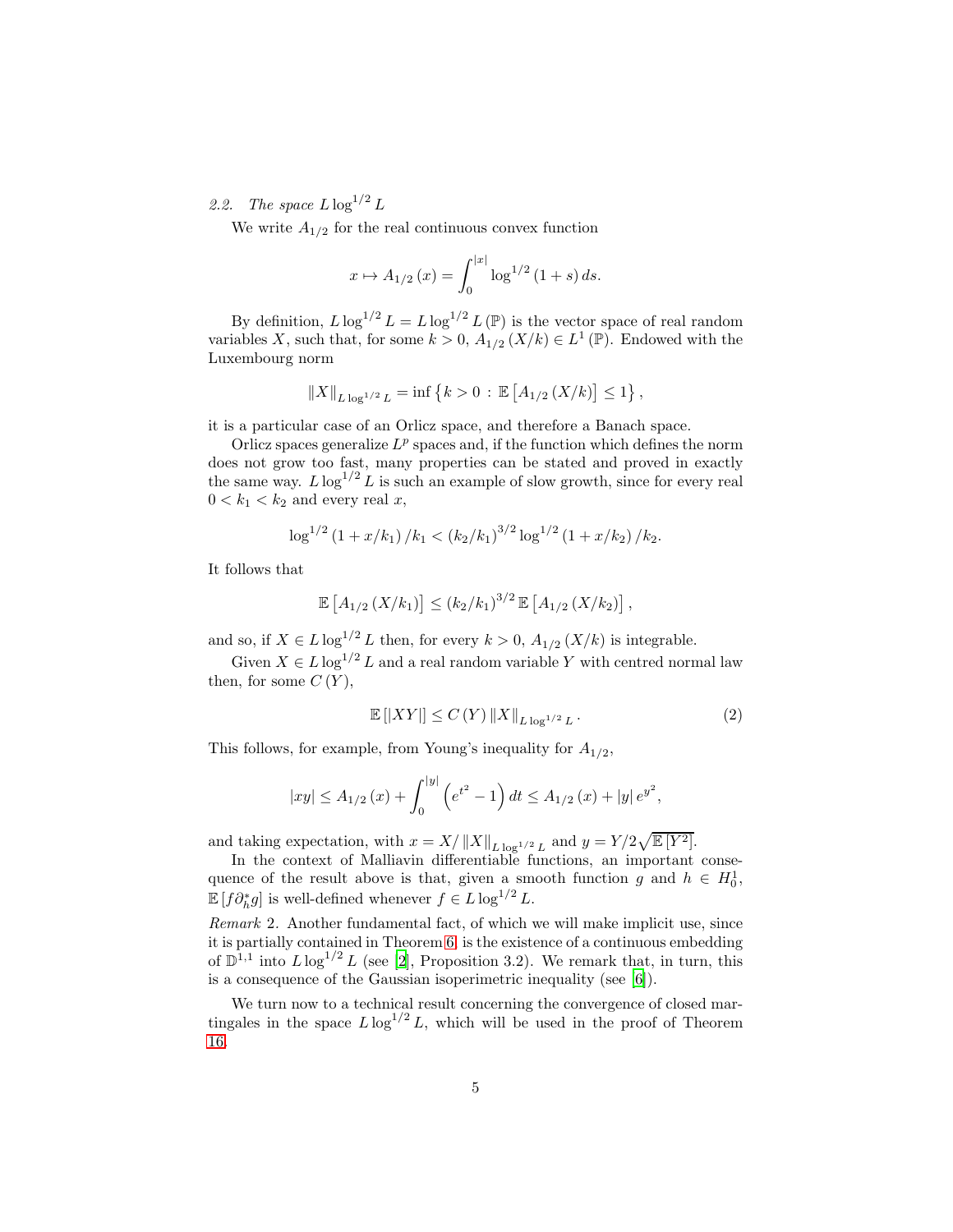### 2.2. *The space $L\log^{1/2}L$*

We write $A_{1/2}$ for the real continuous convex function

$$x \mapsto A_{1/2}(x) = \int_0^{|x|} \log^{1/2}(1+s)\, ds.$$

By definition, $L\log^{1/2}L = L\log^{1/2}L(\mathbb{P})$ is the vector space of real random variables $X$, such that, for some $k>0$, $A_{1/2}(X/k) \in L^1(\mathbb{P})$. Endowed with the Luxembourg norm

$$\|X\|_{L\log^{1/2}L} = \inf\left\{k>0 \,:\, \mathbb{E}\left[A_{1/2}(X/k)\right] \le 1\right\},$$

it is a particular case of an Orlicz space, and therefore a Banach space.

Orlicz spaces generalize $L^p$ spaces and, if the function which defines the norm does not grow too fast, many properties can be stated and proved in exactly the same way. $L\log^{1/2}L$ is such an example of slow growth, since for every real $0<k_1<k_2$ and every real $x$,

$$\log^{1/2}(1+x/k_1)/k_1 < (k_2/k_1)^{3/2}\log^{1/2}(1+x/k_2)/k_2.$$

It follows that

$$\mathbb{E}\left[A_{1/2}(X/k_1)\right] \le (k_2/k_1)^{3/2}\,\mathbb{E}\left[A_{1/2}(X/k_2)\right],$$

and so, if $X\in L\log^{1/2}L$ then, for every $k>0$, $A_{1/2}(X/k)$ is integrable.

Given $X\in L\log^{1/2}L$ and a real random variable $Y$ with centred normal law then, for some $C(Y)$,

$$\mathbb{E}\left[|XY|\right] \le C(Y)\,\|X\|_{L\log^{1/2}L}. \tag{2}$$

This follows, for example, from Young's inequality for $A_{1/2}$,

$$|xy| \le A_{1/2}(x) + \int_0^{|y|}\left(e^{t^2}-1\right)dt \le A_{1/2}(x) + |y|\,e^{y^2},$$

and taking expectation, with $x = X/\|X\|_{L\log^{1/2}L}$ and $y = Y/2\sqrt{\mathbb{E}\left[Y^2\right]}$.

In the context of Malliavin differentiable functions, an important consequence of the result above is that, given a smooth function $g$ and $h\in H_0^1$, $\mathbb{E}\left[f\partial_h^* g\right]$ is well-defined whenever $f\in L\log^{1/2}L$.

*Remark* 2. Another fundamental fact, of which we will make implicit use, since it is partially contained in Theorem 6, is the existence of a continuous embedding of $\mathbb{D}^{1,1}$ into $L\log^{1/2}L$ (see [2], Proposition 3.2). We remark that, in turn, this is a consequence of the Gaussian isoperimetric inequality (see [6]).

We turn now to a technical result concerning the convergence of closed martingales in the space $L\log^{1/2}L$, which will be used in the proof of Theorem 16.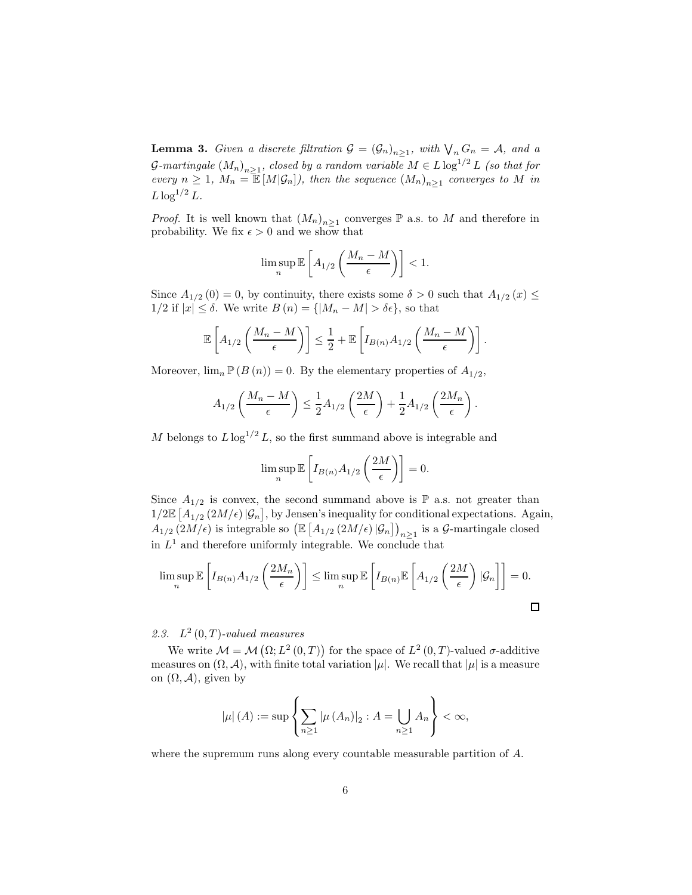**Lemma 3.** *Given a discrete filtration $\mathcal{G} = (\mathcal{G}_n)_{n\geq 1}$, with $\bigvee_n G_n = \mathcal{A}$, and a $\mathcal{G}$-martingale $(M_n)_{n\geq 1}$, closed by a random variable $M \in L\log^{1/2} L$ (so that for every $n \geq 1$, $M_n = \mathbb{E}[M|\mathcal{G}_n]$), then the sequence $(M_n)_{n\geq 1}$ converges to $M$ in $L\log^{1/2} L$.*

*Proof.* It is well known that $(M_n)_{n\geq 1}$ converges $\mathbb{P}$ a.s. to $M$ and therefore in probability. We fix $\epsilon > 0$ and we show that

$$\limsup_n \mathbb{E}\left[A_{1/2}\left(\frac{M_n - M}{\epsilon}\right)\right] < 1.$$

Since $A_{1/2}(0) = 0$, by continuity, there exists some $\delta > 0$ such that $A_{1/2}(x) \leq 1/2$ if $|x| \leq \delta$. We write $B(n) = \{|M_n - M| > \delta\epsilon\}$, so that

$$\mathbb{E}\left[A_{1/2}\left(\frac{M_n - M}{\epsilon}\right)\right] \leq \frac{1}{2} + \mathbb{E}\left[I_{B(n)} A_{1/2}\left(\frac{M_n - M}{\epsilon}\right)\right].$$

Moreover, $\lim_n \mathbb{P}(B(n)) = 0$. By the elementary properties of $A_{1/2}$,

$$A_{1/2}\left(\frac{M_n - M}{\epsilon}\right) \leq \frac{1}{2} A_{1/2}\left(\frac{2M}{\epsilon}\right) + \frac{1}{2} A_{1/2}\left(\frac{2M_n}{\epsilon}\right).$$

$M$ belongs to $L\log^{1/2} L$, so the first summand above is integrable and

$$\limsup_n \mathbb{E}\left[I_{B(n)} A_{1/2}\left(\frac{2M}{\epsilon}\right)\right] = 0.$$

Since $A_{1/2}$ is convex, the second summand above is $\mathbb{P}$ a.s. not greater than $1/2\mathbb{E}\left[A_{1/2}(2M/\epsilon)|\mathcal{G}_n\right]$, by Jensen's inequality for conditional expectations. Again, $A_{1/2}(2M/\epsilon)$ is integrable so $\left(\mathbb{E}\left[A_{1/2}(2M/\epsilon)|\mathcal{G}_n\right]\right)_{n\geq 1}$ is a $\mathcal{G}$-martingale closed in $L^1$ and therefore uniformly integrable. We conclude that

$$\limsup_n \mathbb{E}\left[I_{B(n)} A_{1/2}\left(\frac{2M_n}{\epsilon}\right)\right] \leq \limsup_n \mathbb{E}\left[I_{B(n)} \mathbb{E}\left[A_{1/2}\left(\frac{2M}{\epsilon}\right)|\mathcal{G}_n\right]\right] = 0.$$

□

### 2.3. $L^2(0,T)$-valued measures

We write $\mathcal{M} = \mathcal{M}\left(\Omega; L^2(0,T)\right)$ for the space of $L^2(0,T)$-valued $\sigma$-additive measures on $(\Omega, \mathcal{A})$, with finite total variation $|\mu|$. We recall that $|\mu|$ is a measure on $(\Omega, \mathcal{A})$, given by

$$|\mu|(A) := \sup\left\{\sum_{n\geq 1} |\mu(A_n)|_2 : A = \bigcup_{n\geq 1} A_n\right\} < \infty,$$

where the supremum runs along every countable measurable partition of $A$.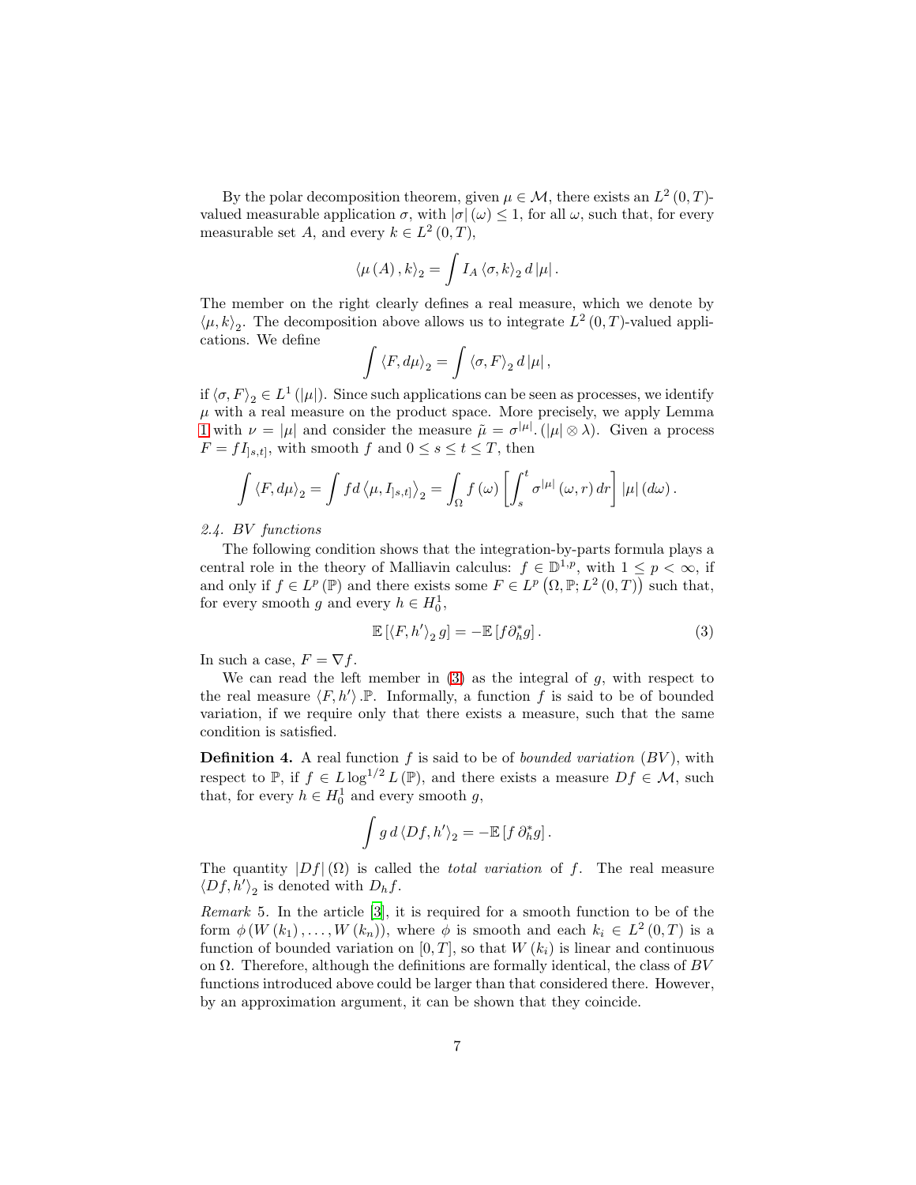By the polar decomposition theorem, given $\mu \in \mathcal{M}$, there exists an $L^2(0,T)$-valued measurable application $\sigma$, with $|\sigma|(\omega) \le 1$, for all $\omega$, such that, for every measurable set $A$, and every $k \in L^2(0,T)$,

$$\langle \mu(A), k \rangle_2 = \int I_A \langle \sigma, k \rangle_2 \, d|\mu|.$$

The member on the right clearly defines a real measure, which we denote by $\langle \mu, k \rangle_2$. The decomposition above allows us to integrate $L^2(0,T)$-valued applications. We define

$$\int \langle F, d\mu \rangle_2 = \int \langle \sigma, F \rangle_2 \, d|\mu|,$$

if $\langle \sigma, F \rangle_2 \in L^1(|\mu|)$. Since such applications can be seen as processes, we identify $\mu$ with a real measure on the product space. More precisely, we apply Lemma 1 with $\nu = |\mu|$ and consider the measure $\tilde{\mu} = \sigma^{|\mu|}.(|\mu| \otimes \lambda)$. Given a process $F = f I_{]s,t]}$, with smooth $f$ and $0 \le s \le t \le T$, then

$$\int \langle F, d\mu \rangle_2 = \int f d\left\langle \mu, I_{]s,t]} \right\rangle_2 = \int_\Omega f(\omega) \left[ \int_s^t \sigma^{|\mu|}(\omega, r) \, dr \right] |\mu|(d\omega).$$

*2.4. BV functions*

The following condition shows that the integration-by-parts formula plays a central role in the theory of Malliavin calculus: $f \in \mathbb{D}^{1,p}$, with $1 \le p < \infty$, if and only if $f \in L^p(\mathbb{P})$ and there exists some $F \in L^p(\Omega, \mathbb{P}; L^2(0,T))$ such that, for every smooth $g$ and every $h \in H_0^1$,

$$\mathbb{E}\left[\langle F, h' \rangle_2 \, g\right] = -\mathbb{E}\left[f \partial_h^* g\right]. \tag{3}$$

In such a case, $F = \nabla f$.

We can read the left member in (3) as the integral of $g$, with respect to the real measure $\langle F, h' \rangle . \mathbb{P}$. Informally, a function $f$ is said to be of bounded variation, if we require only that there exists a measure, such that the same condition is satisfied.

**Definition 4.** A real function $f$ is said to be of *bounded variation* (*BV*), with respect to $\mathbb{P}$, if $f \in L \log^{1/2} L(\mathbb{P})$, and there exists a measure $Df \in \mathcal{M}$, such that, for every $h \in H_0^1$ and every smooth $g$,

$$\int g \, d\langle Df, h' \rangle_2 = -\mathbb{E}\left[f \, \partial_h^* g\right].$$

The quantity $|Df|(\Omega)$ is called the *total variation* of $f$. The real measure $\langle Df, h' \rangle_2$ is denoted with $D_h f$.

*Remark* 5. In the article [3], it is required for a smooth function to be of the form $\phi(W(k_1), \ldots, W(k_n))$, where $\phi$ is smooth and each $k_i \in L^2(0,T)$ is a function of bounded variation on $[0,T]$, so that $W(k_i)$ is linear and continuous on $\Omega$. Therefore, although the definitions are formally identical, the class of $BV$ functions introduced above could be larger than that considered there. However, by an approximation argument, it can be shown that they coincide.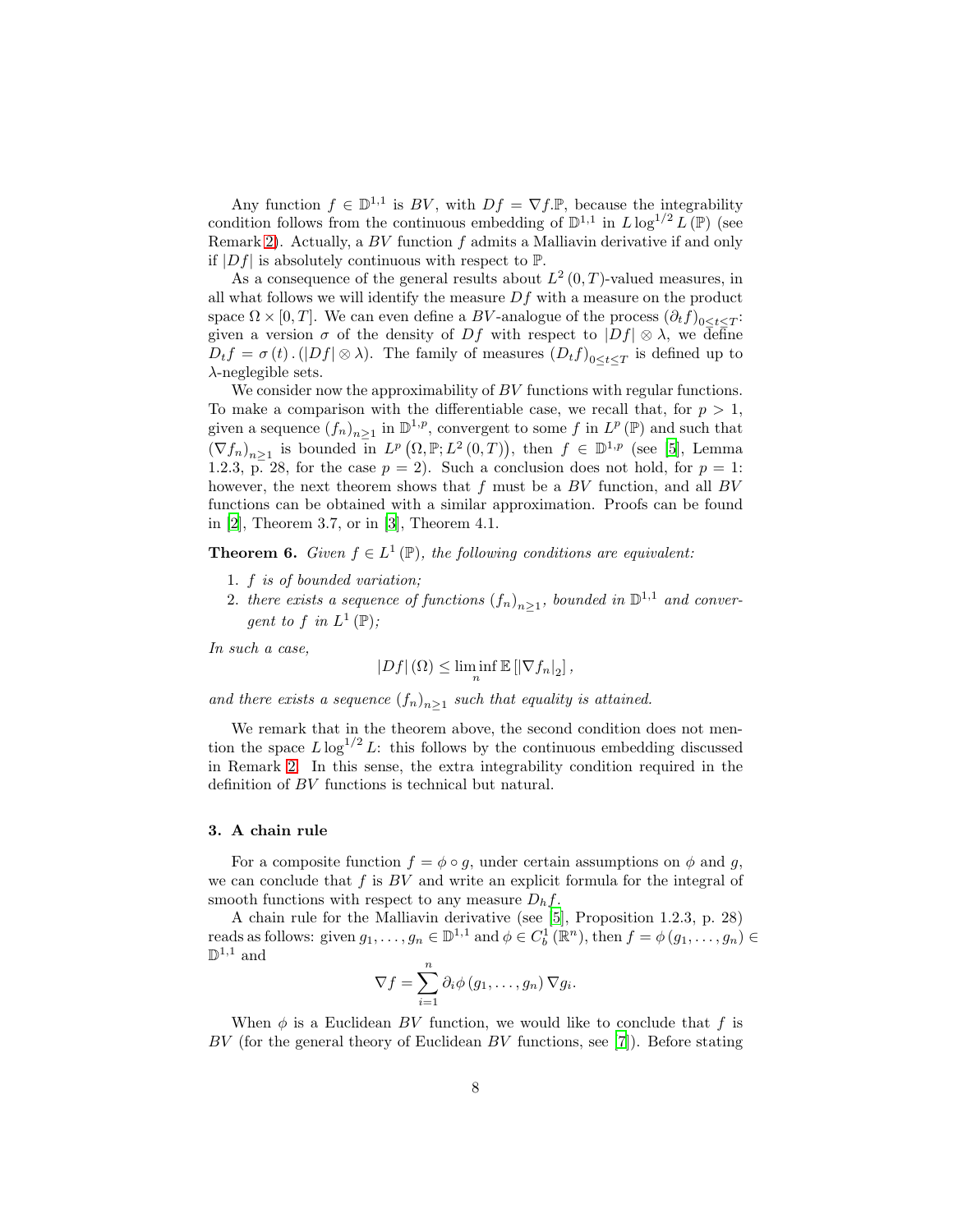Any function $f \in \mathbb{D}^{1,1}$ is $BV$, with $Df = \nabla f . \mathbb{P}$, because the integrability condition follows from the continuous embedding of $\mathbb{D}^{1,1}$ in $L \log^{1/2} L(\mathbb{P})$ (see Remark 2). Actually, a $BV$ function $f$ admits a Malliavin derivative if and only if $|Df|$ is absolutely continuous with respect to $\mathbb{P}$.

As a consequence of the general results about $L^2(0,T)$-valued measures, in all what follows we will identify the measure $Df$ with a measure on the product space $\Omega \times [0,T]$. We can even define a $BV$-analogue of the process $(\partial_t f)_{0 \le t \le T}$: given a version $\sigma$ of the density of $Df$ with respect to $|Df| \otimes \lambda$, we define $D_t f = \sigma(t) . (|Df| \otimes \lambda)$. The family of measures $(D_t f)_{0 \le t \le T}$ is defined up to $\lambda$-neglegible sets.

We consider now the approximability of $BV$ functions with regular functions. To make a comparison with the differentiable case, we recall that, for $p > 1$, given a sequence $(f_n)_{n \ge 1}$ in $\mathbb{D}^{1,p}$, convergent to some $f$ in $L^p(\mathbb{P})$ and such that $(\nabla f_n)_{n \ge 1}$ is bounded in $L^p(\Omega, \mathbb{P}; L^2(0,T))$, then $f \in \mathbb{D}^{1,p}$ (see [5], Lemma 1.2.3, p. 28, for the case $p = 2$). Such a conclusion does not hold, for $p = 1$: however, the next theorem shows that $f$ must be a $BV$ function, and all $BV$ functions can be obtained with a similar approximation. Proofs can be found in [2], Theorem 3.7, or in [3], Theorem 4.1.

**Theorem 6.** *Given $f \in L^1(\mathbb{P})$, the following conditions are equivalent:*

1. *$f$ is of bounded variation;*
2. *there exists a sequence of functions $(f_n)_{n \ge 1}$, bounded in $\mathbb{D}^{1,1}$ and convergent to $f$ in $L^1(\mathbb{P})$;*

*In such a case,*

$$|Df|(\Omega) \le \liminf_n \mathbb{E}\left[|\nabla f_n|_2\right],$$

*and there exists a sequence $(f_n)_{n \ge 1}$ such that equality is attained.*

We remark that in the theorem above, the second condition does not mention the space $L \log^{1/2} L$: this follows by the continuous embedding discussed in Remark 2. In this sense, the extra integrability condition required in the definition of $BV$ functions is technical but natural.

### 3. A chain rule

For a composite function $f = \phi \circ g$, under certain assumptions on $\phi$ and $g$, we can conclude that $f$ is $BV$ and write an explicit formula for the integral of smooth functions with respect to any measure $D_h f$.

A chain rule for the Malliavin derivative (see [5], Proposition 1.2.3, p. 28) reads as follows: given $g_1, \ldots, g_n \in \mathbb{D}^{1,1}$ and $\phi \in C_b^1(\mathbb{R}^n)$, then $f = \phi(g_1, \ldots, g_n) \in \mathbb{D}^{1,1}$ and

$$\nabla f = \sum_{i=1}^{n} \partial_i \phi(g_1, \ldots, g_n) \nabla g_i.$$

When $\phi$ is a Euclidean $BV$ function, we would like to conclude that $f$ is $BV$ (for the general theory of Euclidean $BV$ functions, see [7]). Before stating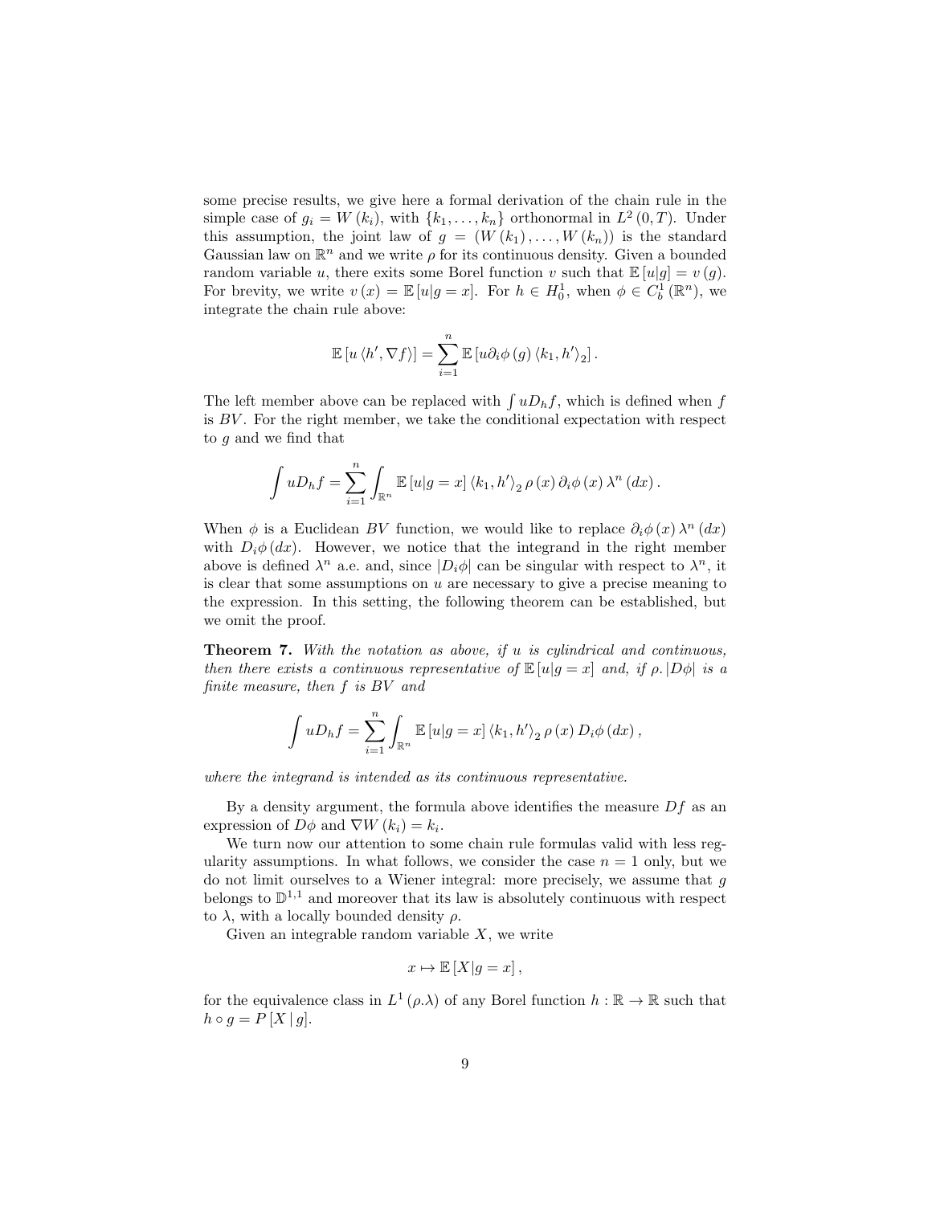some precise results, we give here a formal derivation of the chain rule in the simple case of $g_i = W(k_i)$, with $\{k_1, \ldots, k_n\}$ orthonormal in $L^2(0,T)$. Under this assumption, the joint law of $g = (W(k_1), \ldots, W(k_n))$ is the standard Gaussian law on $\mathbb{R}^n$ and we write $\rho$ for its continuous density. Given a bounded random variable $u$, there exits some Borel function $v$ such that $\mathbb{E}[u|g] = v(g)$. For brevity, we write $v(x) = \mathbb{E}[u|g = x]$. For $h \in H_0^1$, when $\phi \in C_b^1(\mathbb{R}^n)$, we integrate the chain rule above:

$$\mathbb{E}[u \langle h', \nabla f \rangle] = \sum_{i=1}^{n} \mathbb{E}[u \partial_i \phi(g) \langle k_1, h' \rangle_2].$$

The left member above can be replaced with $\int u D_h f$, which is defined when $f$ is $BV$. For the right member, we take the conditional expectation with respect to $g$ and we find that

$$\int u D_h f = \sum_{i=1}^{n} \int_{\mathbb{R}^n} \mathbb{E}[u|g = x] \langle k_1, h' \rangle_2 \rho(x) \partial_i \phi(x) \lambda^n(dx).$$

When $\phi$ is a Euclidean $BV$ function, we would like to replace $\partial_i \phi(x) \lambda^n(dx)$ with $D_i \phi(dx)$. However, we notice that the integrand in the right member above is defined $\lambda^n$ a.e. and, since $|D_i \phi|$ can be singular with respect to $\lambda^n$, it is clear that some assumptions on $u$ are necessary to give a precise meaning to the expression. In this setting, the following theorem can be established, but we omit the proof.

**Theorem 7.** *With the notation as above, if $u$ is cylindrical and continuous, then there exists a continuous representative of $\mathbb{E}[u|g = x]$ and, if $\rho.|D\phi|$ is a finite measure, then $f$ is $BV$ and*

$$\int u D_h f = \sum_{i=1}^{n} \int_{\mathbb{R}^n} \mathbb{E}[u|g = x] \langle k_1, h' \rangle_2 \rho(x) D_i \phi(dx),$$

*where the integrand is intended as its continuous representative.*

By a density argument, the formula above identifies the measure $Df$ as an expression of $D\phi$ and $\nabla W(k_i) = k_i$.

We turn now our attention to some chain rule formulas valid with less regularity assumptions. In what follows, we consider the case $n = 1$ only, but we do not limit ourselves to a Wiener integral: more precisely, we assume that $g$ belongs to $\mathbb{D}^{1,1}$ and moreover that its law is absolutely continuous with respect to $\lambda$, with a locally bounded density $\rho$.

Given an integrable random variable $X$, we write

$$x \mapsto \mathbb{E}[X|g = x],$$

for the equivalence class in $L^1(\rho.\lambda)$ of any Borel function $h : \mathbb{R} \to \mathbb{R}$ such that $h \circ g = P[X \mid g]$.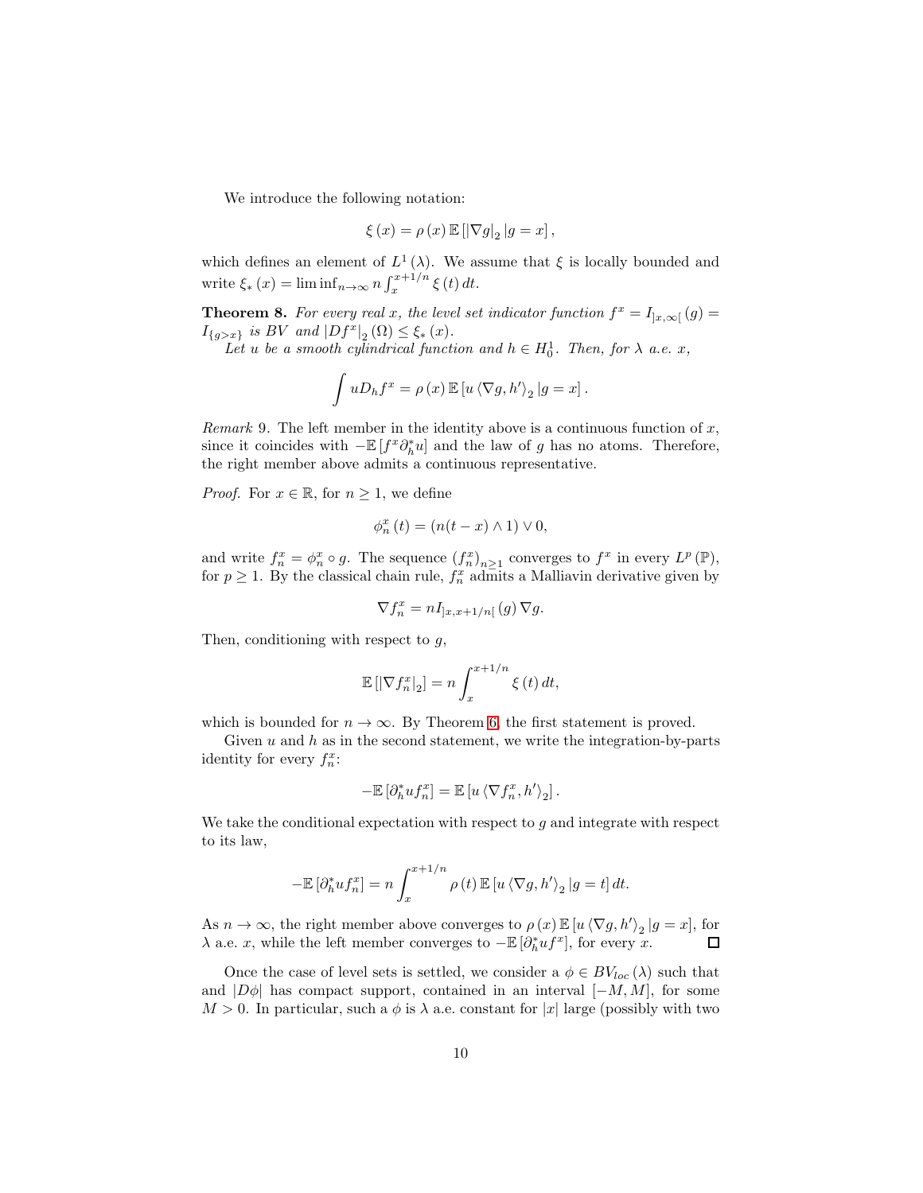We introduce the following notation:

$$\xi(x) = \rho(x)\,\mathbb{E}\left[|\nabla g|_2 \,|g = x\right],$$

which defines an element of $L^1(\lambda)$. We assume that $\xi$ is locally bounded and write $\xi_*(x) = \liminf_{n\to\infty} n\int_x^{x+1/n} \xi(t)\,dt$.

**Theorem 8.** *For every real $x$, the level set indicator function $f^x = I_{]x,\infty[}(g) = I_{\{g>x\}}$ is BV and $|Df^x|_2(\Omega) \le \xi_*(x)$.*

*Let $u$ be a smooth cylindrical function and $h \in H_0^1$. Then, for $\lambda$ a.e. $x$,*

$$\int uD_h f^x = \rho(x)\,\mathbb{E}\left[u\,\langle \nabla g, h'\rangle_2 \,|g = x\right].$$

*Remark* 9. The left member in the identity above is a continuous function of $x$, since it coincides with $-\mathbb{E}\left[f^x \partial_h^* u\right]$ and the law of $g$ has no atoms. Therefore, the right member above admits a continuous representative.

*Proof.* For $x \in \mathbb{R}$, for $n \ge 1$, we define

$$\phi_n^x(t) = (n(t-x)\wedge 1)\vee 0,$$

and write $f_n^x = \phi_n^x \circ g$. The sequence $(f_n^x)_{n\ge1}$ converges to $f^x$ in every $L^p(\mathbb{P})$, for $p \ge 1$. By the classical chain rule, $f_n^x$ admits a Malliavin derivative given by

$$\nabla f_n^x = nI_{]x,x+1/n[}(g)\,\nabla g.$$

Then, conditioning with respect to $g$,

$$\mathbb{E}\left[|\nabla f_n^x|_2\right] = n\int_x^{x+1/n} \xi(t)\,dt,$$

which is bounded for $n \to \infty$. By Theorem 6, the first statement is proved.

Given $u$ and $h$ as in the second statement, we write the integration-by-parts identity for every $f_n^x$:

$$-\mathbb{E}\left[\partial_h^* u f_n^x\right] = \mathbb{E}\left[u\,\langle \nabla f_n^x, h'\rangle_2\right].$$

We take the conditional expectation with respect to $g$ and integrate with respect to its law,

$$-\mathbb{E}\left[\partial_h^* u f_n^x\right] = n\int_x^{x+1/n} \rho(t)\,\mathbb{E}\left[u\,\langle \nabla g, h'\rangle_2 \,|g = t\right] dt.$$

As $n \to \infty$, the right member above converges to $\rho(x)\,\mathbb{E}\left[u\,\langle \nabla g, h'\rangle_2 \,|g = x\right]$, for $\lambda$ a.e. $x$, while the left member converges to $-\mathbb{E}\left[\partial_h^* u f^x\right]$, for every $x$. ∎

Once the case of level sets is settled, we consider a $\phi \in BV_{loc}(\lambda)$ such that and $|D\phi|$ has compact support, contained in an interval $[-M, M]$, for some $M > 0$. In particular, such a $\phi$ is $\lambda$ a.e. constant for $|x|$ large (possibly with two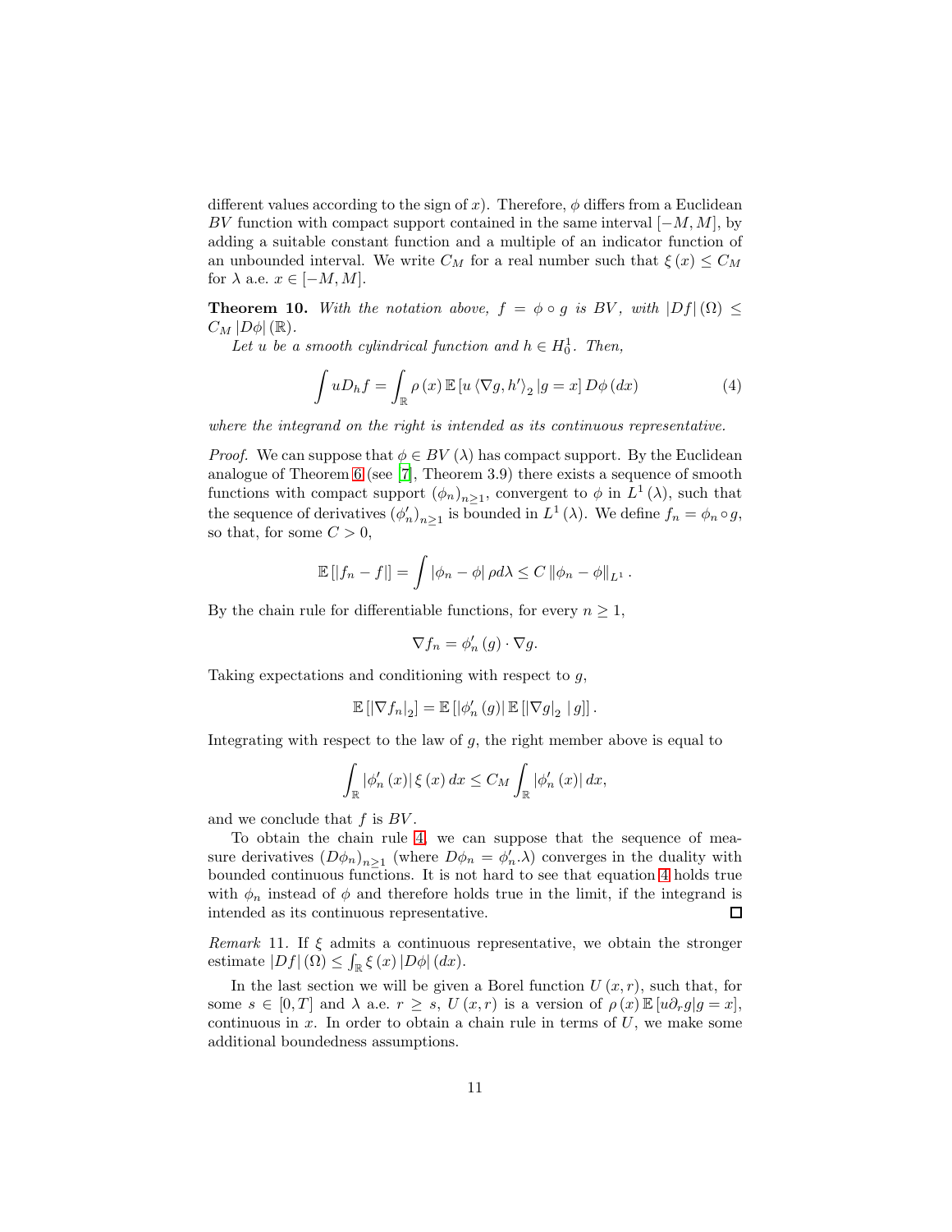different values according to the sign of $x$). Therefore, $\phi$ differs from a Euclidean $BV$ function with compact support contained in the same interval $[-M, M]$, by adding a suitable constant function and a multiple of an indicator function of an unbounded interval. We write $C_M$ for a real number such that $\xi(x) \leq C_M$ for $\lambda$ a.e. $x \in [-M, M]$.

**Theorem 10.** *With the notation above, $f = \phi \circ g$ is $BV$, with $|Df|(\Omega) \leq C_M |D\phi|(\mathbb{R})$.*

*Let $u$ be a smooth cylindrical function and $h \in H_0^1$. Then,*

$$\int u D_h f = \int_{\mathbb{R}} \rho(x) \mathbb{E}\left[u \langle \nabla g, h' \rangle_2 | g = x\right] D\phi(dx) \tag{4}$$

*where the integrand on the right is intended as its continuous representative.*

*Proof.* We can suppose that $\phi \in BV(\lambda)$ has compact support. By the Euclidean analogue of Theorem 6 (see [7], Theorem 3.9) there exists a sequence of smooth functions with compact support $(\phi_n)_{n \geq 1}$, convergent to $\phi$ in $L^1(\lambda)$, such that the sequence of derivatives $(\phi_n')_{n \geq 1}$ is bounded in $L^1(\lambda)$. We define $f_n = \phi_n \circ g$, so that, for some $C > 0$,

$$\mathbb{E}[|f_n - f|] = \int |\phi_n - \phi| \rho d\lambda \leq C \|\phi_n - \phi\|_{L^1}.$$

By the chain rule for differentiable functions, for every $n \geq 1$,

$$\nabla f_n = \phi_n'(g) \cdot \nabla g.$$

Taking expectations and conditioning with respect to $g$,

$$\mathbb{E}[|\nabla f_n|_2] = \mathbb{E}[|\phi_n'(g)| \mathbb{E}[|\nabla g|_2 | g]].$$

Integrating with respect to the law of $g$, the right member above is equal to

$$\int_{\mathbb{R}} |\phi_n'(x)| \xi(x) dx \leq C_M \int_{\mathbb{R}} |\phi_n'(x)| dx,$$

and we conclude that $f$ is $BV$.

To obtain the chain rule 4, we can suppose that the sequence of measure derivatives $(D\phi_n)_{n \geq 1}$ (where $D\phi_n = \phi_n'.\lambda$) converges in the duality with bounded continuous functions. It is not hard to see that equation 4 holds true with $\phi_n$ instead of $\phi$ and therefore holds true in the limit, if the integrand is intended as its continuous representative. $\square$

*Remark* 11. If $\xi$ admits a continuous representative, we obtain the stronger estimate $|Df|(\Omega) \leq \int_{\mathbb{R}} \xi(x) |D\phi|(dx)$.

In the last section we will be given a Borel function $U(x, r)$, such that, for some $s \in [0, T]$ and $\lambda$ a.e. $r \geq s$, $U(x, r)$ is a version of $\rho(x) \mathbb{E}[u \partial_r g | g = x]$, continuous in $x$. In order to obtain a chain rule in terms of $U$, we make some additional boundedness assumptions.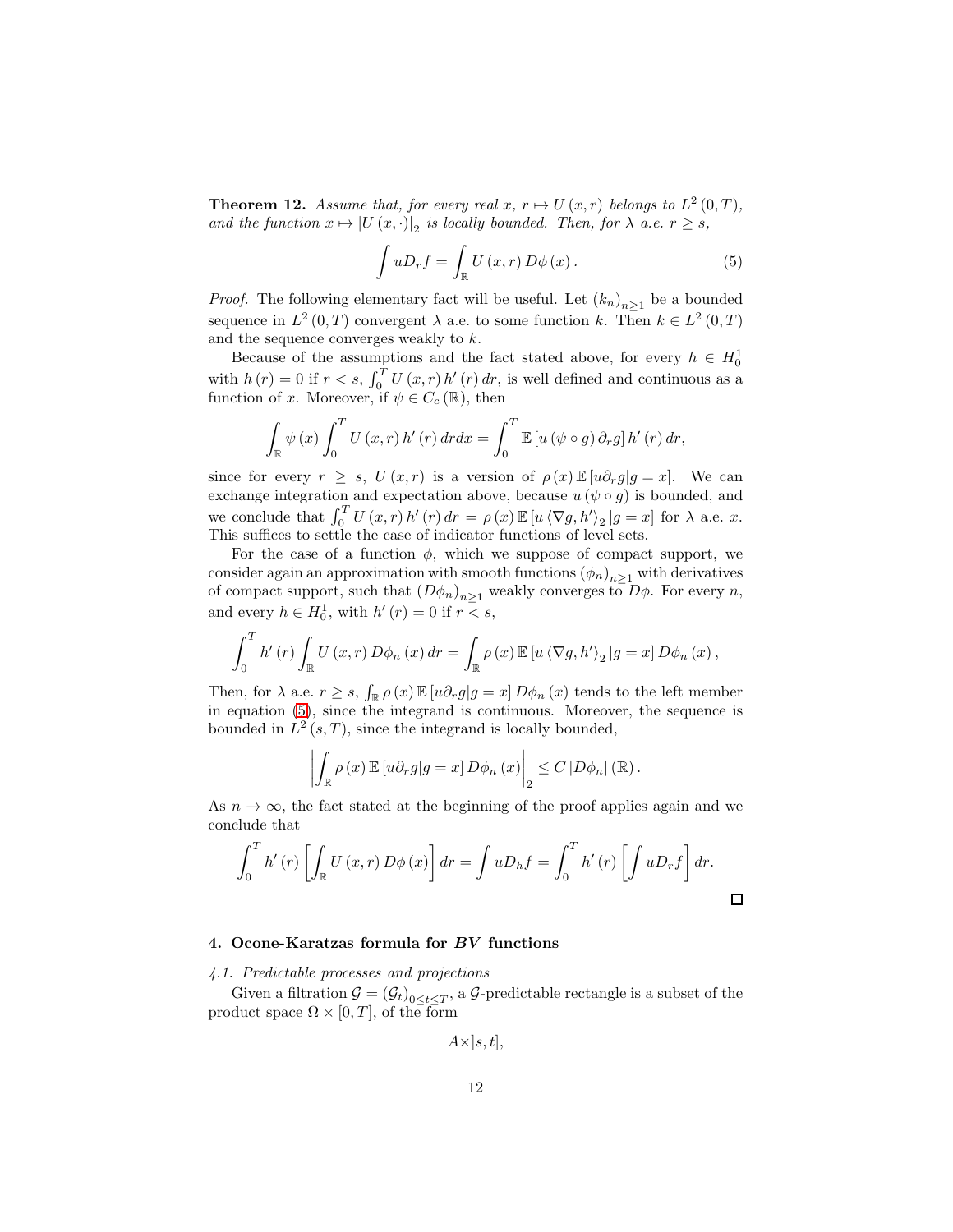**Theorem 12.** *Assume that, for every real $x$, $r \mapsto U(x,r)$ belongs to $L^2(0,T)$, and the function $x \mapsto |U(x,\cdot)|_2$ is locally bounded. Then, for $\lambda$ a.e. $r \geq s$,*

$$\int u D_r f = \int_{\mathbb{R}} U(x,r)\, D\phi(x). \tag{5}$$

*Proof.* The following elementary fact will be useful. Let $(k_n)_{n\geq 1}$ be a bounded sequence in $L^2(0,T)$ convergent $\lambda$ a.e. to some function $k$. Then $k \in L^2(0,T)$ and the sequence converges weakly to $k$.

Because of the assumptions and the fact stated above, for every $h \in H_0^1$ with $h(r) = 0$ if $r < s$, $\int_0^T U(x,r)\, h'(r)\, dr$, is well defined and continuous as a function of $x$. Moreover, if $\psi \in C_c(\mathbb{R})$, then

$$\int_{\mathbb{R}} \psi(x) \int_0^T U(x,r)\, h'(r)\, dr dx = \int_0^T \mathbb{E}\left[u(\psi \circ g)\, \partial_r g\right] h'(r)\, dr,$$

since for every $r \geq s$, $U(x,r)$ is a version of $\rho(x)\, \mathbb{E}\left[u \partial_r g | g = x\right]$. We can exchange integration and expectation above, because $u(\psi \circ g)$ is bounded, and we conclude that $\int_0^T U(x,r)\, h'(r)\, dr = \rho(x)\, \mathbb{E}\left[u \langle \nabla g, h' \rangle_2 | g = x\right]$ for $\lambda$ a.e. $x$. This suffices to settle the case of indicator functions of level sets.

For the case of a function $\phi$, which we suppose of compact support, we consider again an approximation with smooth functions $(\phi_n)_{n\geq 1}$ with derivatives of compact support, such that $(D\phi_n)_{n\geq 1}$ weakly converges to $D\phi$. For every $n$, and every $h \in H_0^1$, with $h'(r) = 0$ if $r < s$,

$$\int_0^T h'(r) \int_{\mathbb{R}} U(x,r)\, D\phi_n(x)\, dr = \int_{\mathbb{R}} \rho(x)\, \mathbb{E}\left[u \langle \nabla g, h' \rangle_2 | g = x\right] D\phi_n(x),$$

Then, for $\lambda$ a.e. $r \geq s$, $\int_{\mathbb{R}} \rho(x)\, \mathbb{E}\left[u \partial_r g | g = x\right] D\phi_n(x)$ tends to the left member in equation (5), since the integrand is continuous. Moreover, the sequence is bounded in $L^2(s,T)$, since the integrand is locally bounded,

$$\left| \int_{\mathbb{R}} \rho(x)\, \mathbb{E}\left[u \partial_r g | g = x\right] D\phi_n(x) \right|_2 \leq C\, |D\phi_n|(\mathbb{R}).$$

As $n \to \infty$, the fact stated at the beginning of the proof applies again and we conclude that

$$\int_0^T h'(r) \left[ \int_{\mathbb{R}} U(x,r)\, D\phi(x) \right] dr = \int u D_h f = \int_0^T h'(r) \left[ \int u D_r f \right] dr.$$

□

## 4. Ocone-Karatzas formula for *BV* functions

### *4.1. Predictable processes and projections*

Given a filtration $\mathcal{G} = (\mathcal{G}_t)_{0 \leq t \leq T}$, a $\mathcal{G}$-predictable rectangle is a subset of the product space $\Omega \times [0,T]$, of the form

$$A \times ]s,t],$$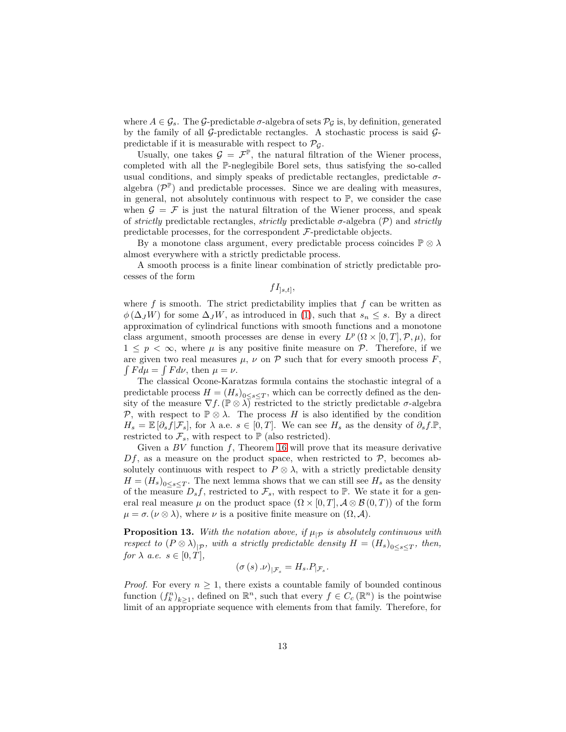where $A \in \mathcal{G}_s$. The $\mathcal{G}$-predictable $\sigma$-algebra of sets $\mathcal{P}_\mathcal{G}$ is, by definition, generated by the family of all $\mathcal{G}$-predictable rectangles. A stochastic process is said $\mathcal{G}$-predictable if it is measurable with respect to $\mathcal{P}_\mathcal{G}$.

Usually, one takes $\mathcal{G} = \mathcal{F}^\mathbb{P}$, the natural filtration of the Wiener process, completed with all the $\mathbb{P}$-neglegibile Borel sets, thus satisfying the so-called usual conditions, and simply speaks of predictable rectangles, predictable $\sigma$-algebra ($\mathcal{P}^\mathbb{P}$) and predictable processes. Since we are dealing with measures, in general, not absolutely continuous with respect to $\mathbb{P}$, we consider the case when $\mathcal{G} = \mathcal{F}$ is just the natural filtration of the Wiener process, and speak of *strictly* predictable rectangles, *strictly* predictable $\sigma$-algebra ($\mathcal{P}$) and *strictly* predictable processes, for the correspondent $\mathcal{F}$-predictable objects.

By a monotone class argument, every predictable process coincides $\mathbb{P} \otimes \lambda$ almost everywhere with a strictly predictable process.

A smooth process is a finite linear combination of strictly predictable processes of the form

$$fI_{]s,t]},$$

where $f$ is smooth. The strict predictability implies that $f$ can be written as $\phi(\Delta_J W)$ for some $\Delta_J W$, as introduced in (1), such that $s_n \leq s$. By a direct approximation of cylindrical functions with smooth functions and a monotone class argument, smooth processes are dense in every $L^p(\Omega \times [0,T], \mathcal{P}, \mu)$, for $1 \leq p < \infty$, where $\mu$ is any positive finite measure on $\mathcal{P}$. Therefore, if we are given two real measures $\mu$, $\nu$ on $\mathcal{P}$ such that for every smooth process $F$, $\int F d\mu = \int F d\nu$, then $\mu = \nu$.

The classical Ocone-Karatzas formula contains the stochastic integral of a predictable process $H = (H_s)_{0 \leq s \leq T}$, which can be correctly defined as the density of the measure $\nabla f.(\mathbb{P} \otimes \lambda)$ restricted to the strictly predictable $\sigma$-algebra $\mathcal{P}$, with respect to $\mathbb{P} \otimes \lambda$. The process $H$ is also identified by the condition $H_s = \mathbb{E}[\partial_s f | \mathcal{F}_s]$, for $\lambda$ a.e. $s \in [0,T]$. We can see $H_s$ as the density of $\partial_s f.\mathbb{P}$, restricted to $\mathcal{F}_s$, with respect to $\mathbb{P}$ (also restricted).

Given a $BV$ function $f$, Theorem 16 will prove that its measure derivative $Df$, as a measure on the product space, when restricted to $\mathcal{P}$, becomes absolutely continuous with respect to $P \otimes \lambda$, with a strictly predictable density $H = (H_s)_{0 \leq s \leq T}$. The next lemma shows that we can still see $H_s$ as the density of the measure $D_s f$, restricted to $\mathcal{F}_s$, with respect to $\mathbb{P}$. We state it for a general real measure $\mu$ on the product space $(\Omega \times [0,T], \mathcal{A} \otimes \mathcal{B}(0,T))$ of the form $\mu = \sigma.(\nu \otimes \lambda)$, where $\nu$ is a positive finite measure on $(\Omega, \mathcal{A})$.

**Proposition 13.** *With the notation above, if $\mu_{|\mathcal{P}}$ is absolutely continuous with respect to $(P \otimes \lambda)_{|\mathcal{P}}$, with a strictly predictable density $H = (H_s)_{0 \leq s \leq T}$, then, for $\lambda$ a.e. $s \in [0,T]$,*

$$(\sigma(s).\nu)_{|\mathcal{F}_s} = H_s.P_{|\mathcal{F}_s}.$$

*Proof.* For every $n \geq 1$, there exists a countable family of bounded continous function $(f_k^n)_{k \geq 1}$, defined on $\mathbb{R}^n$, such that every $f \in C_c(\mathbb{R}^n)$ is the pointwise limit of an appropriate sequence with elements from that family. Therefore, for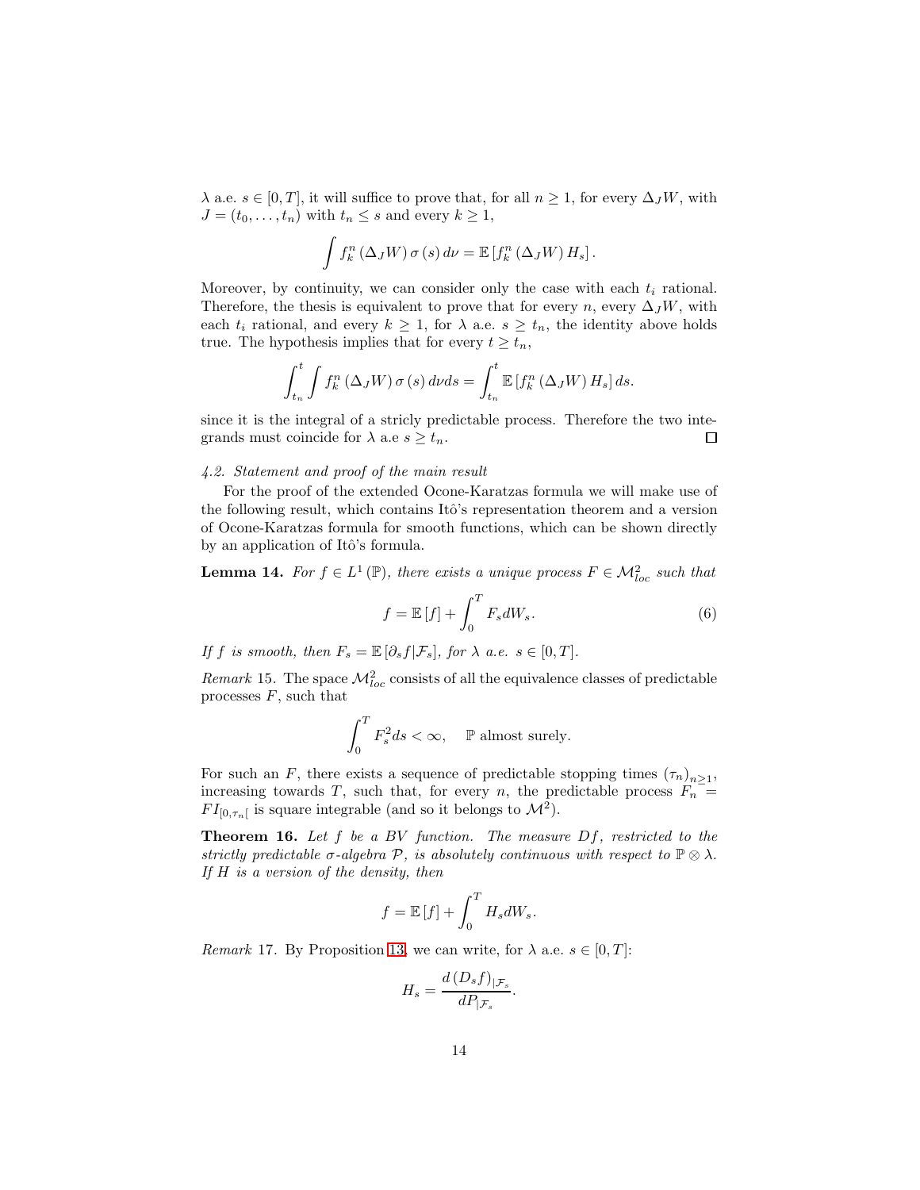$\lambda$ a.e. $s \in [0,T]$, it will suffice to prove that, for all $n \geq 1$, for every $\Delta_J W$, with $J = (t_0, \ldots, t_n)$ with $t_n \leq s$ and every $k \geq 1$,

$$\int f_k^n (\Delta_J W) \sigma(s) \, d\nu = \mathbb{E}\left[f_k^n (\Delta_J W) H_s\right].$$

Moreover, by continuity, we can consider only the case with each $t_i$ rational. Therefore, the thesis is equivalent to prove that for every $n$, every $\Delta_J W$, with each $t_i$ rational, and every $k \geq 1$, for $\lambda$ a.e. $s \geq t_n$, the identity above holds true. The hypothesis implies that for every $t \geq t_n$,

$$\int_{t_n}^{t} \int f_k^n (\Delta_J W) \sigma(s) \, d\nu ds = \int_{t_n}^{t} \mathbb{E}\left[f_k^n (\Delta_J W) H_s\right] ds.$$

since it is the integral of a stricly predictable process. Therefore the two integrands must coincide for $\lambda$ a.e $s \geq t_n$. $\square$

### 4.2. Statement and proof of the main result

For the proof of the extended Ocone-Karatzas formula we will make use of the following result, which contains Itô's representation theorem and a version of Ocone-Karatzas formula for smooth functions, which can be shown directly by an application of Itô's formula.

**Lemma 14.** *For $f \in L^1(\mathbb{P})$, there exists a unique process $F \in \mathcal{M}^2_{loc}$ such that*

$$f = \mathbb{E}[f] + \int_0^T F_s dW_s. \tag{6}$$

*If $f$ is smooth, then $F_s = \mathbb{E}[\partial_s f | \mathcal{F}_s]$, for $\lambda$ a.e. $s \in [0,T]$.*

*Remark* 15. The space $\mathcal{M}^2_{loc}$ consists of all the equivalence classes of predictable processes $F$, such that

$$\int_0^T F_s^2 ds < \infty, \quad \mathbb{P} \text{ almost surely.}$$

For such an $F$, there exists a sequence of predictable stopping times $(\tau_n)_{n \geq 1}$, increasing towards $T$, such that, for every $n$, the predictable process $F_n = F I_{[0,\tau_n[}$ is square integrable (and so it belongs to $\mathcal{M}^2$).

**Theorem 16.** *Let $f$ be a BV function. The measure $Df$, restricted to the strictly predictable $\sigma$-algebra $\mathcal{P}$, is absolutely continuous with respect to $\mathbb{P} \otimes \lambda$. If $H$ is a version of the density, then*

$$f = \mathbb{E}[f] + \int_0^T H_s dW_s.$$

*Remark* 17. By Proposition 13, we can write, for $\lambda$ a.e. $s \in [0,T]$:

$$H_s = \frac{d\,(D_s f)_{|\mathcal{F}_s}}{dP_{|\mathcal{F}_s}}.$$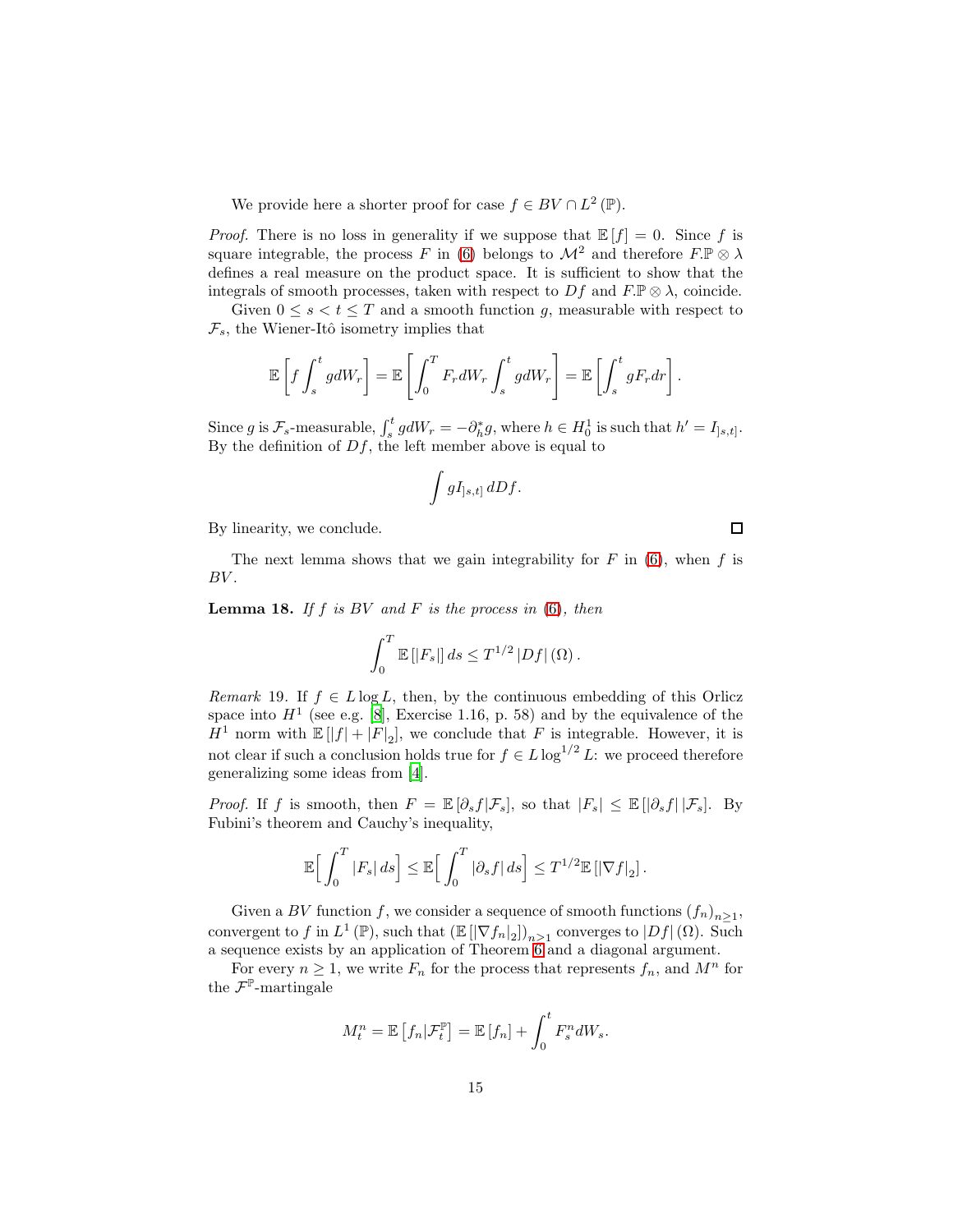We provide here a shorter proof for case $f \in BV \cap L^2(\mathbb{P})$.

*Proof.* There is no loss in generality if we suppose that $\mathbb{E}[f] = 0$. Since $f$ is square integrable, the process $F$ in (6) belongs to $\mathcal{M}^2$ and therefore $F.\mathbb{P} \otimes \lambda$ defines a real measure on the product space. It is sufficient to show that the integrals of smooth processes, taken with respect to $Df$ and $F.\mathbb{P} \otimes \lambda$, coincide.

Given $0 \leq s < t \leq T$ and a smooth function $g$, measurable with respect to $\mathcal{F}_s$, the Wiener-Itô isometry implies that

$$\mathbb{E}\left[f \int_s^t g dW_r\right] = \mathbb{E}\left[\int_0^T F_r dW_r \int_s^t g dW_r\right] = \mathbb{E}\left[\int_s^t g F_r dr\right].$$

Since $g$ is $\mathcal{F}_s$-measurable, $\int_s^t g dW_r = -\partial_h^* g$, where $h \in H_0^1$ is such that $h' = I_{]s,t]}$. By the definition of $Df$, the left member above is equal to

$$\int g I_{]s,t]} \, dDf.$$

By linearity, we conclude. ∎

The next lemma shows that we gain integrability for $F$ in (6), when $f$ is $BV$.

**Lemma 18.** *If $f$ is $BV$ and $F$ is the process in (6), then*

$$\int_0^T \mathbb{E}\left[|F_s|\right] ds \leq T^{1/2} |Df|(\Omega).$$

*Remark* 19. If $f \in L\log L$, then, by the continuous embedding of this Orlicz space into $H^1$ (see e.g. [8], Exercise 1.16, p. 58) and by the equivalence of the $H^1$ norm with $\mathbb{E}\left[|f| + |F|_2\right]$, we conclude that $F$ is integrable. However, it is not clear if such a conclusion holds true for $f \in L\log^{1/2} L$: we proceed therefore generalizing some ideas from [4].

*Proof.* If $f$ is smooth, then $F = \mathbb{E}\left[\partial_s f | \mathcal{F}_s\right]$, so that $|F_s| \leq \mathbb{E}\left[|\partial_s f| | \mathcal{F}_s\right]$. By Fubini's theorem and Cauchy's inequality,

$$\mathbb{E}\Big[\int_0^T |F_s| \, ds\Big] \leq \mathbb{E}\Big[\int_0^T |\partial_s f| \, ds\Big] \leq T^{1/2} \mathbb{E}\left[|\nabla f|_2\right].$$

Given a $BV$ function $f$, we consider a sequence of smooth functions $(f_n)_{n \geq 1}$, convergent to $f$ in $L^1(\mathbb{P})$, such that $\left(\mathbb{E}\left[|\nabla f_n|_2\right]\right)_{n \geq 1}$ converges to $|Df|(\Omega)$. Such a sequence exists by an application of Theorem 6 and a diagonal argument.

For every $n \geq 1$, we write $F_n$ for the process that represents $f_n$, and $M^n$ for the $\mathcal{F}^{\mathbb{P}}$-martingale

$$M_t^n = \mathbb{E}\left[f_n | \mathcal{F}_t^{\mathbb{P}}\right] = \mathbb{E}\left[f_n\right] + \int_0^t F_s^n dW_s.$$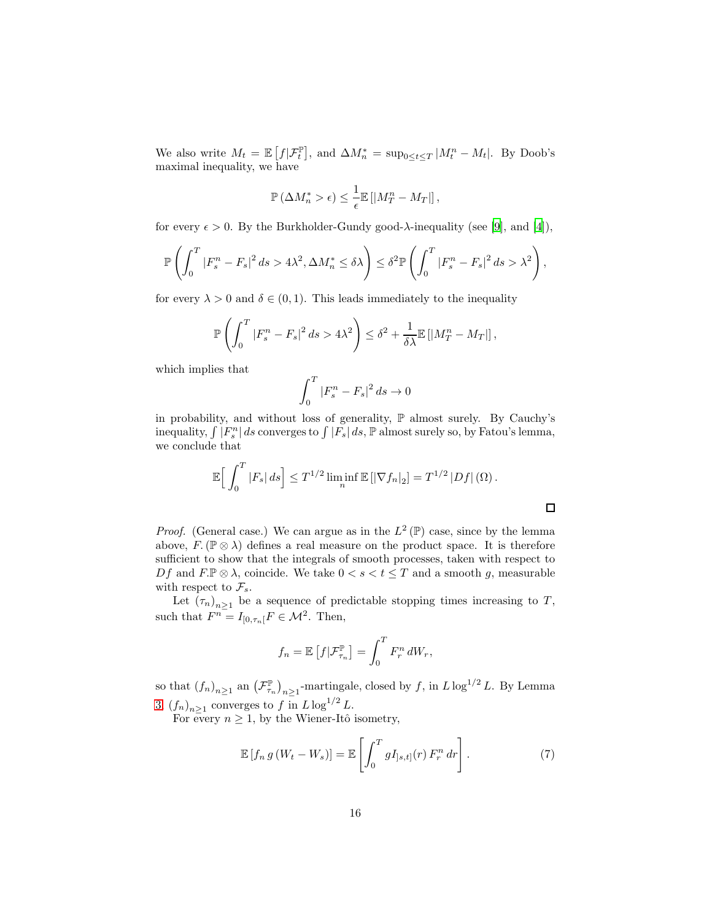We also write $M_t = \mathbb{E}\left[f|\mathcal{F}_t^{\mathbb{P}}\right]$, and $\Delta M_n^* = \sup_{0\le t\le T}|M_t^n - M_t|$. By Doob's maximal inequality, we have

$$\mathbb{P}\left(\Delta M_n^* > \epsilon\right) \le \frac{1}{\epsilon}\mathbb{E}\left[|M_T^n - M_T|\right],$$

for every $\epsilon > 0$. By the Burkholder-Gundy good-$\lambda$-inequality (see [9], and [4]),

$$\mathbb{P}\left(\int_0^T |F_s^n - F_s|^2\, ds > 4\lambda^2, \Delta M_n^* \le \delta\lambda\right) \le \delta^2 \mathbb{P}\left(\int_0^T |F_s^n - F_s|^2\, ds > \lambda^2\right),$$

for every $\lambda > 0$ and $\delta \in (0,1)$. This leads immediately to the inequality

$$\mathbb{P}\left(\int_0^T |F_s^n - F_s|^2\, ds > 4\lambda^2\right) \le \delta^2 + \frac{1}{\delta\lambda}\mathbb{E}\left[|M_T^n - M_T|\right],$$

which implies that

$$\int_0^T |F_s^n - F_s|^2\, ds \to 0$$

in probability, and without loss of generality, $\mathbb{P}$ almost surely. By Cauchy's inequality, $\int |F_s^n|\, ds$ converges to $\int |F_s|\, ds$, $\mathbb{P}$ almost surely so, by Fatou's lemma, we conclude that

$$\mathbb{E}\Big[\int_0^T |F_s|\, ds\Big] \le T^{1/2}\liminf_n \mathbb{E}\left[|\nabla f_n|_2\right] = T^{1/2}\,|Df|\,(\Omega)\,.$$

□

*Proof.* (General case.) We can argue as in the $L^2(\mathbb{P})$ case, since by the lemma above, $F.(\mathbb{P}\otimes\lambda)$ defines a real measure on the product space. It is therefore sufficient to show that the integrals of smooth processes, taken with respect to $Df$ and $F.\mathbb{P}\otimes\lambda$, coincide. We take $0 < s < t \le T$ and a smooth $g$, measurable with respect to $\mathcal{F}_s$.

Let $(\tau_n)_{n\ge 1}$ be a sequence of predictable stopping times increasing to $T$, such that $F^n = I_{[0,\tau_n[}F \in \mathcal{M}^2$. Then,

$$f_n = \mathbb{E}\left[f|\mathcal{F}_{\tau_n}^{\mathbb{P}}\right] = \int_0^T F_r^n\, dW_r,$$

so that $(f_n)_{n\ge1}$ an $\left(\mathcal{F}_{\tau_n}^{\mathbb{P}}\right)_{n\ge1}$-martingale, closed by $f$, in $L\log^{1/2}L$. By Lemma 3 $(f_n)_{n\ge1}$ converges to $f$ in $L\log^{1/2}L$.

For every $n \ge 1$, by the Wiener-Itô isometry,

$$\mathbb{E}\left[f_n\, g\,(W_t - W_s)\right] = \mathbb{E}\left[\int_0^T g I_{]s,t]}(r)\, F_r^n\, dr\right]. \tag{7}$$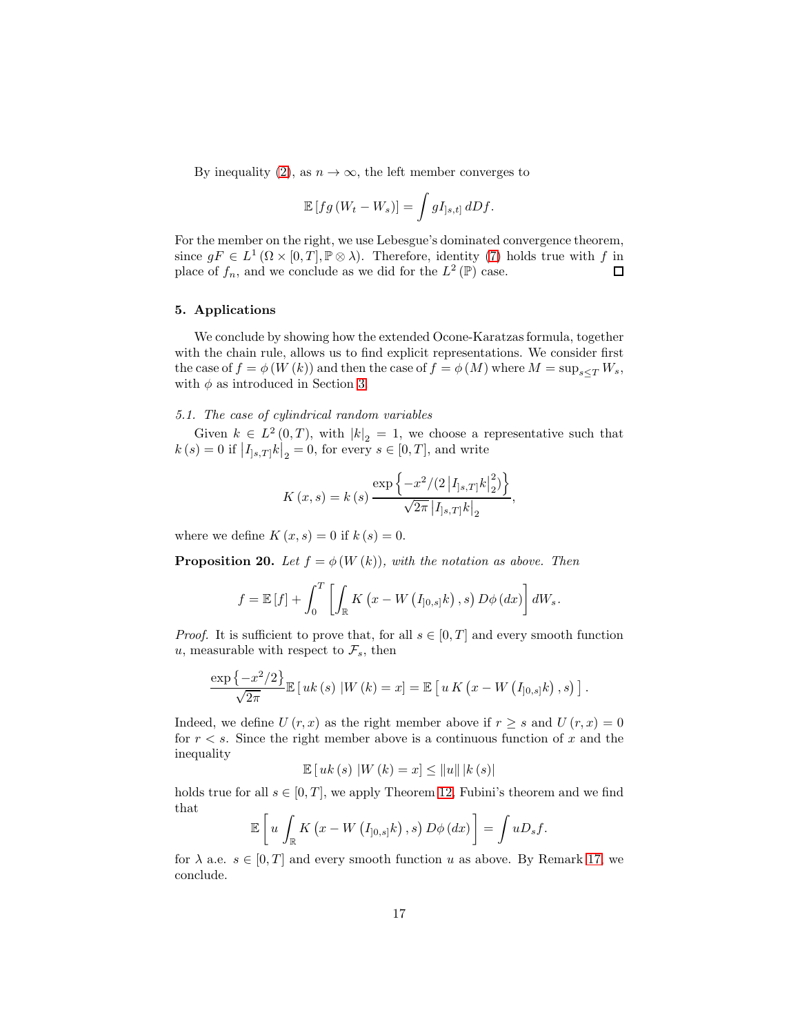By inequality (2), as $n \to \infty$, the left member converges to

$$\mathbb{E}\left[ fg\left( W_t - W_s \right) \right] = \int g I_{]s,t]}\, dDf.$$

For the member on the right, we use Lebesgue's dominated convergence theorem, since $gF \in L^1\left( \Omega \times [0,T], \mathbb{P} \otimes \lambda \right)$. Therefore, identity (7) holds true with $f$ in place of $f_n$, and we conclude as we did for the $L^2\left( \mathbb{P} \right)$ case. □

## 5. Applications

We conclude by showing how the extended Ocone-Karatzas formula, together with the chain rule, allows us to find explicit representations. We consider first the case of $f = \phi\left( W\left( k \right) \right)$ and then the case of $f = \phi\left( M \right)$ where $M = \sup_{s \le T} W_s$, with $\phi$ as introduced in Section 3.

### 5.1. The case of cylindrical random variables

Given $k \in L^2\left( 0,T \right)$, with $\left| k \right|_2 = 1$, we choose a representative such that $k\left( s \right) = 0$ if $\left| I_{]s,T]} k \right|_2 = 0$, for every $s \in [0,T]$, and write

$$K\left( x,s \right) = k\left( s \right) \frac{\exp\left\{ -x^2 / (2 \left| I_{]s,T]} k \right|_2^2) \right\}}{\sqrt{2\pi} \left| I_{]s,T]} k \right|_2},$$

where we define $K\left( x,s \right) = 0$ if $k\left( s \right) = 0$.

**Proposition 20.** *Let $f = \phi\left( W\left( k \right) \right)$, with the notation as above. Then*

$$f = \mathbb{E}\left[ f \right] + \int_0^T \left[ \int_{\mathbb{R}} K\left( x - W\left( I_{]0,s]} k \right), s \right) D\phi\left( dx \right) \right] dW_s.$$

*Proof.* It is sufficient to prove that, for all $s \in [0,T]$ and every smooth function $u$, measurable with respect to $\mathcal{F}_s$, then

$$\frac{\exp\left\{ -x^2/2 \right\}}{\sqrt{2\pi}} \mathbb{E}\left[ uk\left( s \right) | W\left( k \right) = x \right] = \mathbb{E}\left[ u\, K\left( x - W\left( I_{]0,s]} k \right), s \right) \right].$$

Indeed, we define $U\left( r,x \right)$ as the right member above if $r \ge s$ and $U\left( r,x \right) = 0$ for $r < s$. Since the right member above is a continuous function of $x$ and the inequality

$$\mathbb{E}\left[ uk\left( s \right) | W\left( k \right) = x \right] \le \left\| u \right\| \left| k\left( s \right) \right|$$

holds true for all $s \in [0,T]$, we apply Theorem 12, Fubini's theorem and we find that

$$\mathbb{E}\left[ u \int_{\mathbb{R}} K\left( x - W\left( I_{]0,s]} k \right), s \right) D\phi\left( dx \right) \right] = \int u D_s f.$$

for $\lambda$ a.e. $s \in [0,T]$ and every smooth function $u$ as above. By Remark 17, we conclude.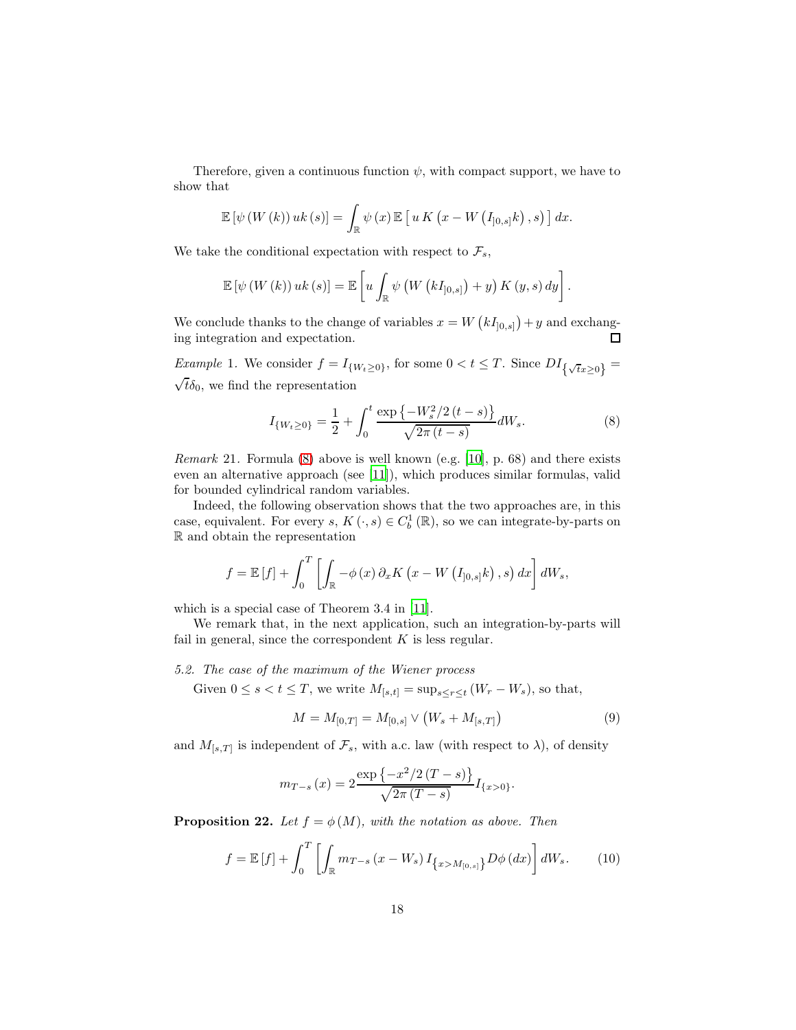Therefore, given a continuous function $\psi$, with compact support, we have to show that

$$\mathbb{E}\left[\psi\left(W\left(k\right)\right)uk\left(s\right)\right]=\int_{\mathbb{R}}\psi\left(x\right)\mathbb{E}\left[\,u\,K\left(x-W\left(I_{]0,s]}k\right),s\right)\right]dx.$$

We take the conditional expectation with respect to $\mathcal{F}_s$,

$$\mathbb{E}\left[\psi\left(W\left(k\right)\right)uk\left(s\right)\right]=\mathbb{E}\left[u\int_{\mathbb{R}}\psi\left(W\left(kI_{]0,s]}\right)+y\right)K\left(y,s\right)dy\right].$$

We conclude thanks to the change of variables $x=W\left(kI_{]0,s]}\right)+y$ and exchanging integration and expectation. $\square$

*Example* 1. We consider $f=I_{\{W_t\geq 0\}}$, for some $0<t\leq T$. Since $DI_{\left\{\sqrt{t}x\geq 0\right\}}=\sqrt{t}\delta_0$, we find the representation

$$I_{\{W_t\geq 0\}}=\frac{1}{2}+\int_0^t\frac{\exp\left\{-W_s^2/2\left(t-s\right)\right\}}{\sqrt{2\pi\left(t-s\right)}}dW_s. \tag{8}$$

*Remark* 21. Formula (8) above is well known (e.g. [10], p. 68) and there exists even an alternative approach (see [11]), which produces similar formulas, valid for bounded cylindrical random variables.

Indeed, the following observation shows that the two approaches are, in this case, equivalent. For every $s$, $K\left(\cdot,s\right)\in C_b^1\left(\mathbb{R}\right)$, so we can integrate-by-parts on $\mathbb{R}$ and obtain the representation

$$f=\mathbb{E}\left[f\right]+\int_0^T\left[\int_{\mathbb{R}}-\phi\left(x\right)\partial_x K\left(x-W\left(I_{]0,s]}k\right),s\right)dx\right]dW_s,$$

which is a special case of Theorem 3.4 in [11].

We remark that, in the next application, such an integration-by-parts will fail in general, since the correspondent $K$ is less regular.

### 5.2. *The case of the maximum of the Wiener process*

Given $0\leq s<t\leq T$, we write $M_{[s,t]}=\sup_{s\leq r\leq t}\left(W_r-W_s\right)$, so that,

$$M=M_{[0,T]}=M_{[0,s]}\vee\left(W_s+M_{[s,T]}\right) \tag{9}$$

and $M_{[s,T]}$ is independent of $\mathcal{F}_s$, with a.c. law (with respect to $\lambda$), of density

$$m_{T-s}\left(x\right)=2\frac{\exp\left\{-x^2/2\left(T-s\right)\right\}}{\sqrt{2\pi\left(T-s\right)}}I_{\{x>0\}}.$$

**Proposition 22.** *Let $f=\phi\left(M\right)$, with the notation as above. Then*

$$f=\mathbb{E}\left[f\right]+\int_0^T\left[\int_{\mathbb{R}}m_{T-s}\left(x-W_s\right)I_{\left\{x>M_{[0,s]}\right\}}D\phi\left(dx\right)\right]dW_s. \tag{10}$$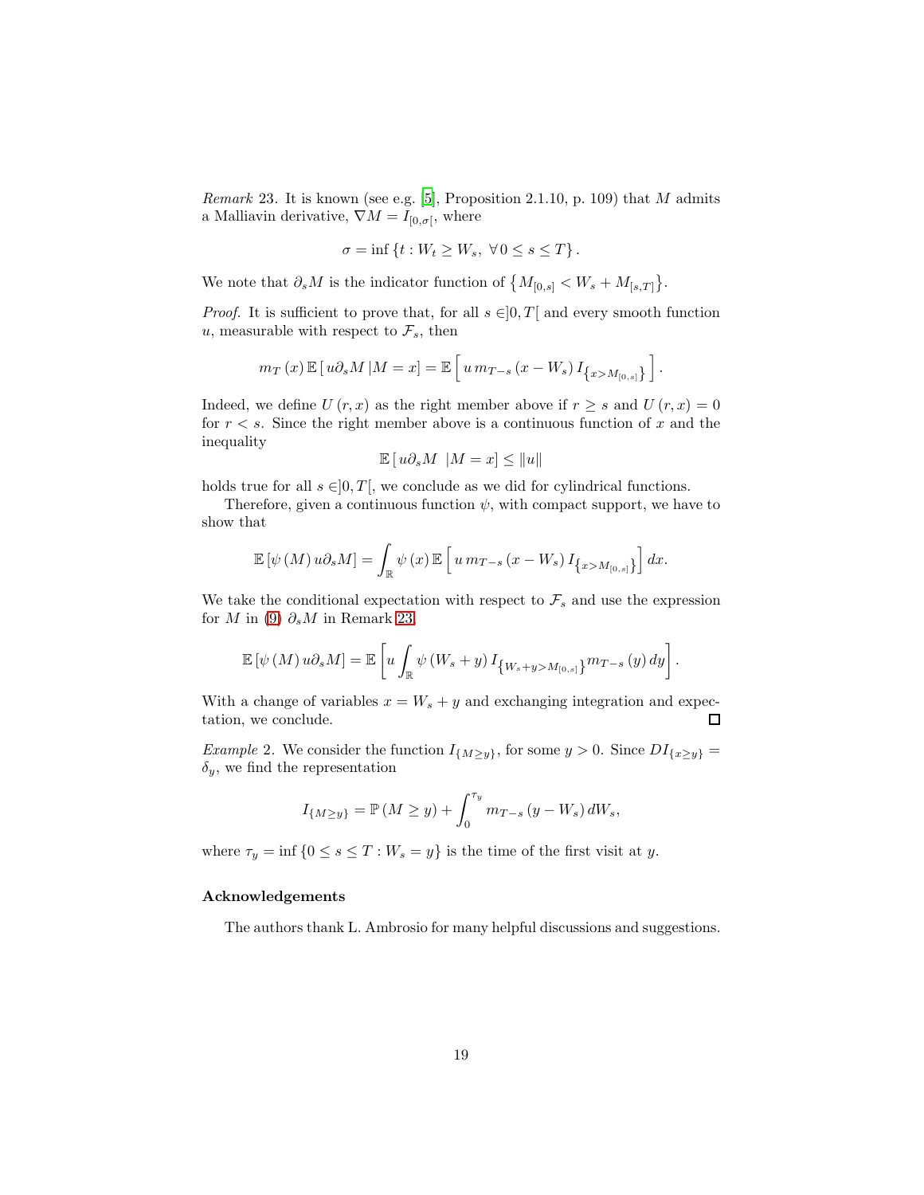*Remark* 23. It is known (see e.g. [5], Proposition 2.1.10, p. 109) that $M$ admits a Malliavin derivative, $\nabla M = I_{[0,\sigma[}$, where

$$\sigma = \inf \{ t : W_t \geq W_s, \ \forall \, 0 \leq s \leq T \}.$$

We note that $\partial_s M$ is the indicator function of $\{ M_{[0,s]} < W_s + M_{[s,T]} \}$.

*Proof.* It is sufficient to prove that, for all $s \in ]0,T[$ and every smooth function $u$, measurable with respect to $\mathcal{F}_s$, then

$$m_T(x) \, \mathbb{E} \left[ u \partial_s M \, | M = x \right] = \mathbb{E} \left[ u \, m_{T-s}(x - W_s) \, I_{\{ x > M_{[0,s]} \}} \right].$$

Indeed, we define $U(r,x)$ as the right member above if $r \geq s$ and $U(r,x) = 0$ for $r < s$. Since the right member above is a continuous function of $x$ and the inequality

$$\mathbb{E} \left[ u \partial_s M \ \ | M = x \right] \leq \| u \|$$

holds true for all $s \in ]0,T[$, we conclude as we did for cylindrical functions.

Therefore, given a continuous function $\psi$, with compact support, we have to show that

$$\mathbb{E} \left[ \psi(M) \, u \partial_s M \right] = \int_{\mathbb{R}} \psi(x) \, \mathbb{E} \left[ u \, m_{T-s}(x - W_s) \, I_{\{ x > M_{[0,s]} \}} \right] dx.$$

We take the conditional expectation with respect to $\mathcal{F}_s$ and use the expression for $M$ in (9) $\partial_s M$ in Remark 23

$$\mathbb{E} \left[ \psi(M) \, u \partial_s M \right] = \mathbb{E} \left[ u \int_{\mathbb{R}} \psi(W_s + y) \, I_{\{ W_s + y > M_{[0,s]} \}} m_{T-s}(y) \, dy \right].$$

With a change of variables $x = W_s + y$ and exchanging integration and expectation, we conclude. $\square$

*Example* 2. We consider the function $I_{\{M \geq y\}}$, for some $y > 0$. Since $D I_{\{x \geq y\}} = \delta_y$, we find the representation

$$I_{\{M \geq y\}} = \mathbb{P}(M \geq y) + \int_0^{\tau_y} m_{T-s}(y - W_s) \, dW_s,$$

where $\tau_y = \inf \{ 0 \leq s \leq T : W_s = y \}$ is the time of the first visit at $y$.

## Acknowledgements

The authors thank L. Ambrosio for many helpful discussions and suggestions.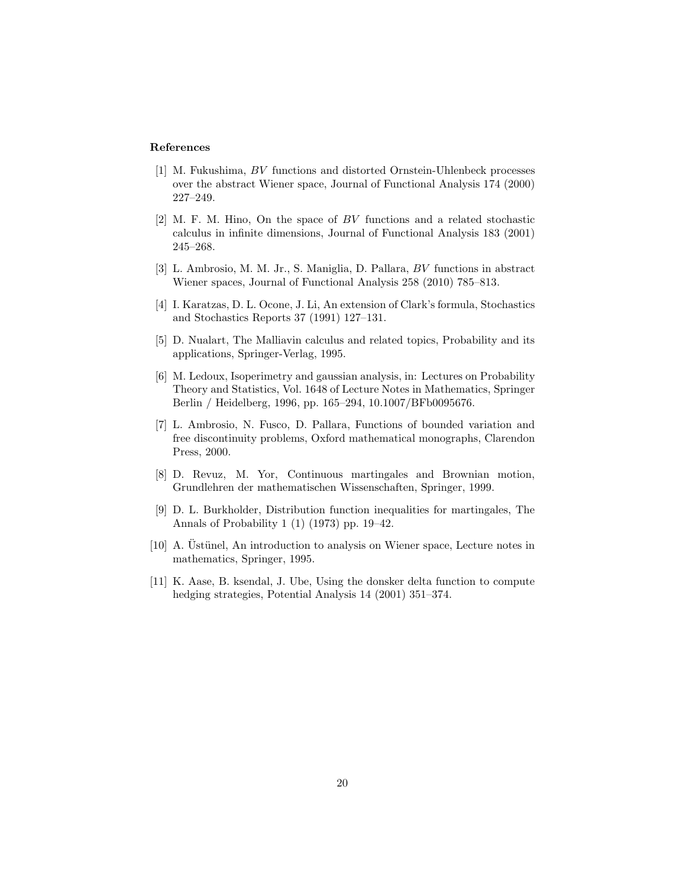## References

[1] M. Fukushima, *BV* functions and distorted Ornstein-Uhlenbeck processes over the abstract Wiener space, Journal of Functional Analysis 174 (2000) 227–249.

[2] M. F. M. Hino, On the space of *BV* functions and a related stochastic calculus in infinite dimensions, Journal of Functional Analysis 183 (2001) 245–268.

[3] L. Ambrosio, M. M. Jr., S. Maniglia, D. Pallara, *BV* functions in abstract Wiener spaces, Journal of Functional Analysis 258 (2010) 785–813.

[4] I. Karatzas, D. L. Ocone, J. Li, An extension of Clark's formula, Stochastics and Stochastics Reports 37 (1991) 127–131.

[5] D. Nualart, The Malliavin calculus and related topics, Probability and its applications, Springer-Verlag, 1995.

[6] M. Ledoux, Isoperimetry and gaussian analysis, in: Lectures on Probability Theory and Statistics, Vol. 1648 of Lecture Notes in Mathematics, Springer Berlin / Heidelberg, 1996, pp. 165–294, 10.1007/BFb0095676.

[7] L. Ambrosio, N. Fusco, D. Pallara, Functions of bounded variation and free discontinuity problems, Oxford mathematical monographs, Clarendon Press, 2000.

[8] D. Revuz, M. Yor, Continuous martingales and Brownian motion, Grundlehren der mathematischen Wissenschaften, Springer, 1999.

[9] D. L. Burkholder, Distribution function inequalities for martingales, The Annals of Probability 1 (1) (1973) pp. 19–42.

[10] A. Üstünel, An introduction to analysis on Wiener space, Lecture notes in mathematics, Springer, 1995.

[11] K. Aase, B. ksendal, J. Ube, Using the donsker delta function to compute hedging strategies, Potential Analysis 14 (2001) 351–374.